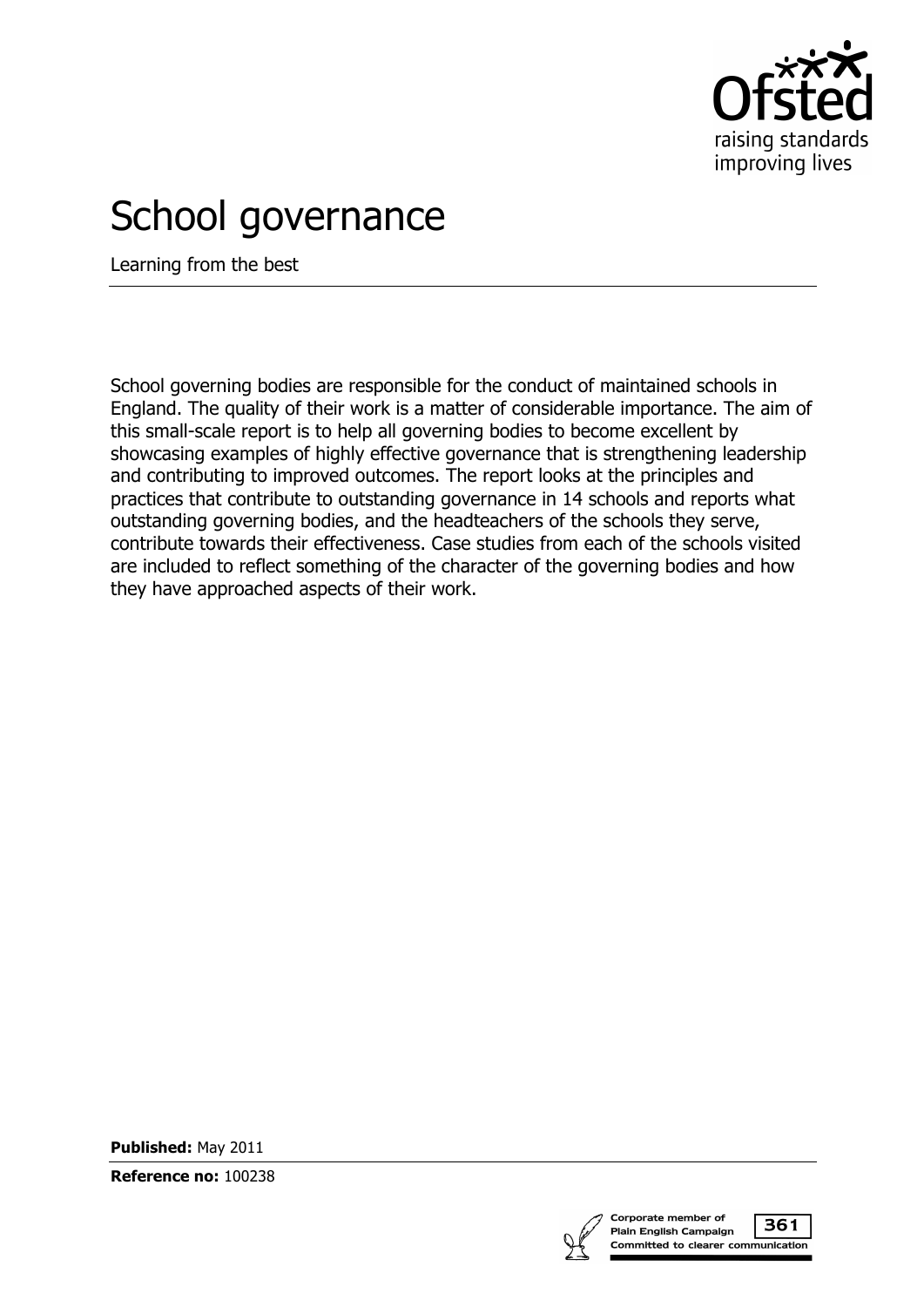# School governance

Learning from the best

School governing bodies are responsible for the conduct of maintained schools in England. The quality of their work is a matter of considerable importance. The aim of this small-scale report is to help all governing bodies to become excellent by showcasing examples of highly effective governance that is strengthening leadership and contributing to improved outcomes. The report looks at the principles and practices that contribute to outstanding governance in 14 schools and reports what outstanding governing bodies, and the headteachers of the schools they serve, contribute towards their effectiveness. Case studies from each of the schools visited are included to reflect something of the character of the governing bodies and how they have approached aspects of their work.

**Published:** May 2011

**Reference no:** 100238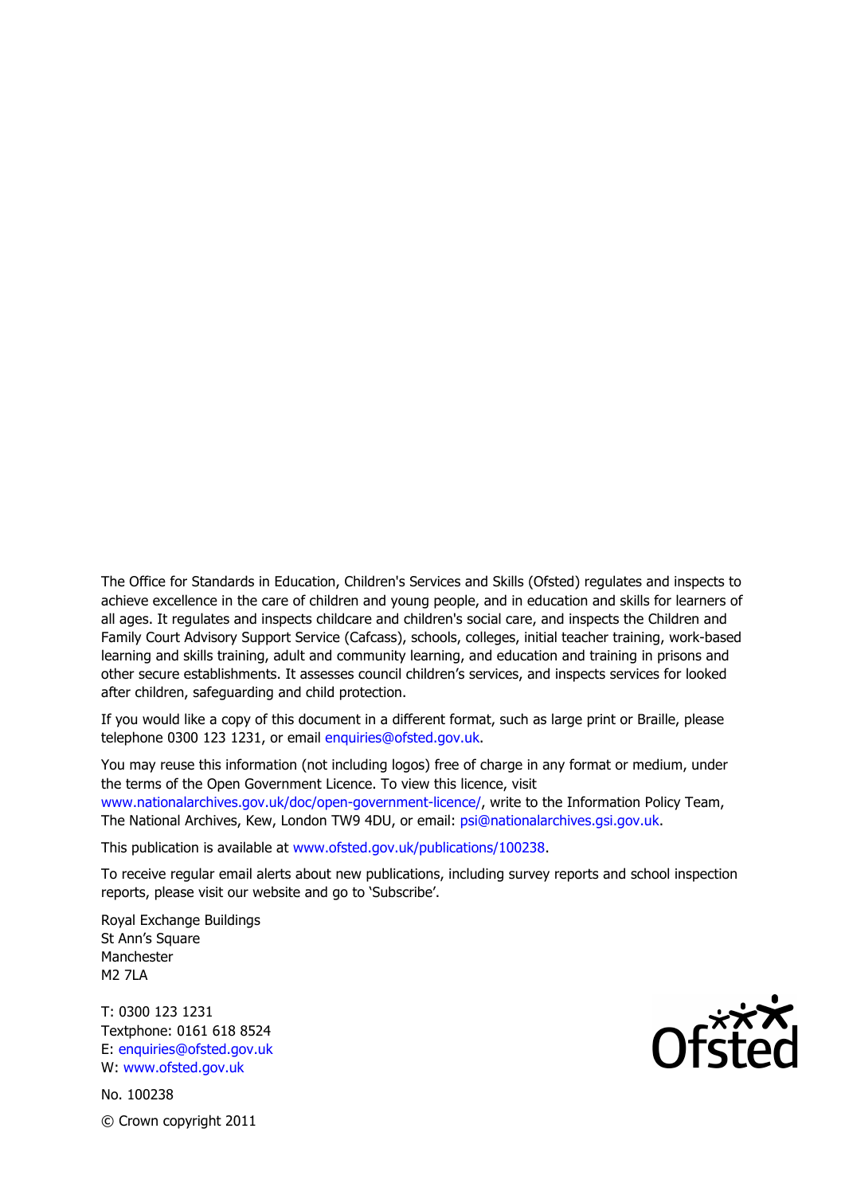The Office for Standards in Education, Children's Services and Skills (Ofsted) regulates and inspects to achieve excellence in the care of children and young people, and in education and skills for learners of all ages. It regulates and inspects childcare and children's social care, and inspects the Children and Family Court Advisory Support Service (Cafcass), schools, colleges, initial teacher training, work-based learning and skills training, adult and community learning, and education and training in prisons and other secure establishments. It assesses council children's services, and inspects services for looked after children, safeguarding and child protection.

If you would like a copy of this document in a different format, such as large print or Braille, please telephone 0300 123 1231, or email enquiries@ofsted.gov.uk.

You may reuse this information (not including logos) free of charge in any format or medium, under the terms of the Open Government Licence. To view this licence, visit www.nationalarchives.gov.uk/doc/open-government-licence/, write to the Information Policy Team, The National Archives, Kew, London TW9 4DU, or email: psi@nationalarchives.gsi.gov.uk.

This publication is available at www.ofsted.gov.uk/publications/100238.

To receive regular email alerts about new publications, including survey reports and school inspection reports, please visit our website and go to 'Subscribe'.

Royal Exchange Buildings
St Ann's Square
Manchester
M2 7LA

T: 0300 123 1231
Textphone: 0161 618 8524
E: enquiries@ofsted.gov.uk
W: www.ofsted.gov.uk

No. 100238

© Crown copyright 2011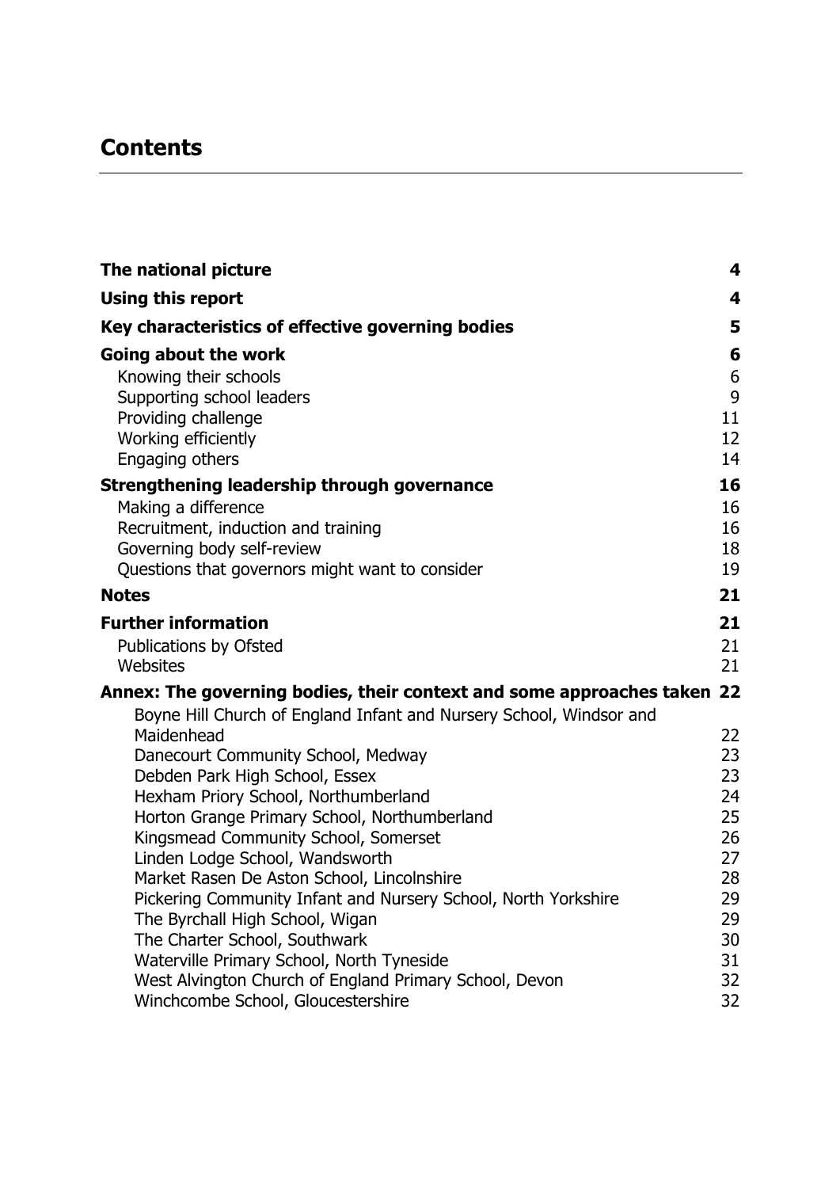# Contents

| | |
|---|---|
| **The national picture** | **4** |
| **Using this report** | **4** |
| **Key characteristics of effective governing bodies** | **5** |
| **Going about the work** | **6** |
| Knowing their schools | 6 |
| Supporting school leaders | 9 |
| Providing challenge | 11 |
| Working efficiently | 12 |
| Engaging others | 14 |
| **Strengthening leadership through governance** | **16** |
| Making a difference | 16 |
| Recruitment, induction and training | 16 |
| Governing body self-review | 18 |
| Questions that governors might want to consider | 19 |
| **Notes** | **21** |
| **Further information** | **21** |
| Publications by Ofsted | 21 |
| Websites | 21 |
| **Annex: The governing bodies, their context and some approaches taken** | **22** |
| Boyne Hill Church of England Infant and Nursery School, Windsor and Maidenhead | 22 |
| Danecourt Community School, Medway | 23 |
| Debden Park High School, Essex | 23 |
| Hexham Priory School, Northumberland | 24 |
| Horton Grange Primary School, Northumberland | 25 |
| Kingsmead Community School, Somerset | 26 |
| Linden Lodge School, Wandsworth | 27 |
| Market Rasen De Aston School, Lincolnshire | 28 |
| Pickering Community Infant and Nursery School, North Yorkshire | 29 |
| The Byrchall High School, Wigan | 29 |
| The Charter School, Southwark | 30 |
| Waterville Primary School, North Tyneside | 31 |
| West Alvington Church of England Primary School, Devon | 32 |
| Winchcombe School, Gloucestershire | 32 |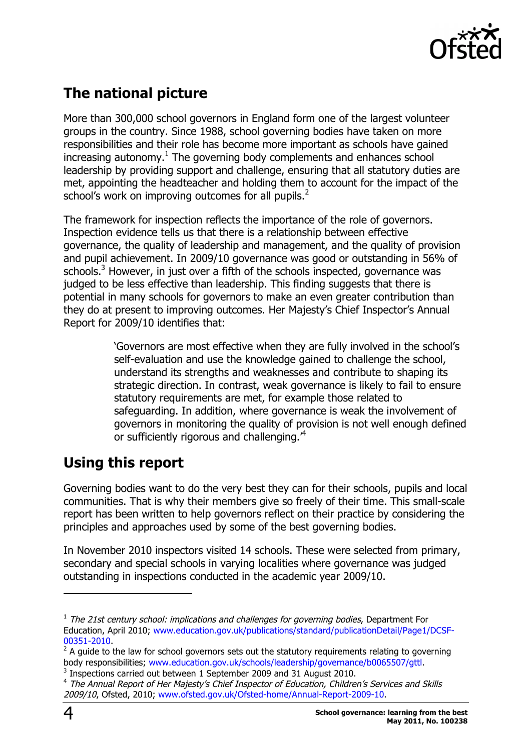## The national picture

More than 300,000 school governors in England form one of the largest volunteer groups in the country. Since 1988, school governing bodies have taken on more responsibilities and their role has become more important as schools have gained increasing autonomy.[1] The governing body complements and enhances school leadership by providing support and challenge, ensuring that all statutory duties are met, appointing the headteacher and holding them to account for the impact of the school's work on improving outcomes for all pupils.[2]

The framework for inspection reflects the importance of the role of governors. Inspection evidence tells us that there is a relationship between effective governance, the quality of leadership and management, and the quality of provision and pupil achievement. In 2009/10 governance was good or outstanding in 56% of schools.[3] However, in just over a fifth of the schools inspected, governance was judged to be less effective than leadership. This finding suggests that there is potential in many schools for governors to make an even greater contribution than they do at present to improving outcomes. Her Majesty's Chief Inspector's Annual Report for 2009/10 identifies that:

> 'Governors are most effective when they are fully involved in the school's self-evaluation and use the knowledge gained to challenge the school, understand its strengths and weaknesses and contribute to shaping its strategic direction. In contrast, weak governance is likely to fail to ensure statutory requirements are met, for example those related to safeguarding. In addition, where governance is weak the involvement of governors in monitoring the quality of provision is not well enough defined or sufficiently rigorous and challenging.'[4]

## Using this report

Governing bodies want to do the very best they can for their schools, pupils and local communities. That is why their members give so freely of their time. This small-scale report has been written to help governors reflect on their practice by considering the principles and approaches used by some of the best governing bodies.

In November 2010 inspectors visited 14 schools. These were selected from primary, secondary and special schools in varying localities where governance was judged outstanding in inspections conducted in the academic year 2009/10.

---

[1] *The 21st century school: implications and challenges for governing bodies*, Department For Education, April 2010; www.education.gov.uk/publications/standard/publicationDetail/Page1/DCSF-00351-2010.

[2] A guide to the law for school governors sets out the statutory requirements relating to governing body responsibilities; www.education.gov.uk/schools/leadership/governance/b0065507/gttl.

[3] Inspections carried out between 1 September 2009 and 31 August 2010.

[4] *The Annual Report of Her Majesty's Chief Inspector of Education, Children's Services and Skills 2009/10*, Ofsted, 2010; www.ofsted.gov.uk/Ofsted-home/Annual-Report-2009-10.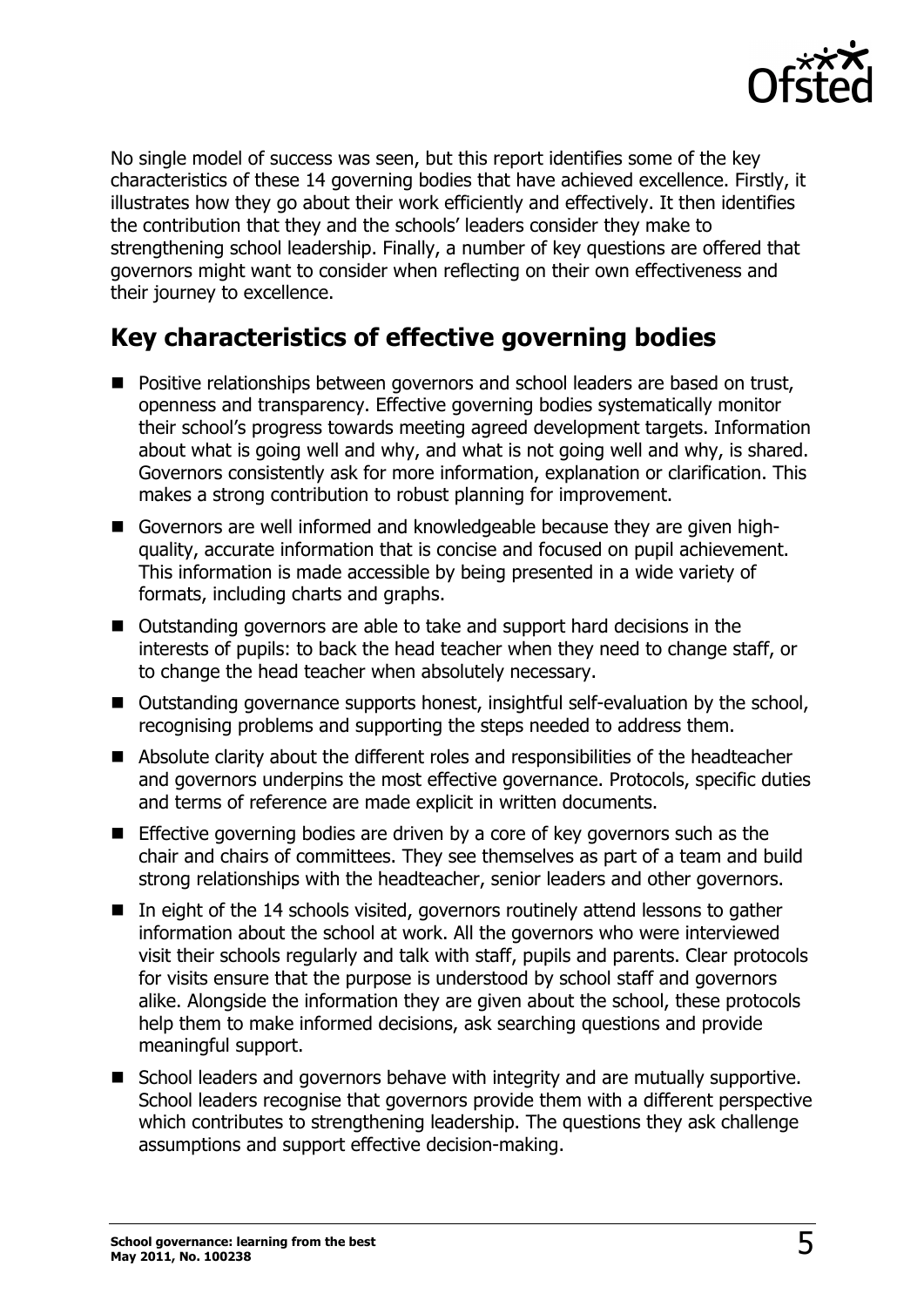No single model of success was seen, but this report identifies some of the key characteristics of these 14 governing bodies that have achieved excellence. Firstly, it illustrates how they go about their work efficiently and effectively. It then identifies the contribution that they and the schools' leaders consider they make to strengthening school leadership. Finally, a number of key questions are offered that governors might want to consider when reflecting on their own effectiveness and their journey to excellence.

## Key characteristics of effective governing bodies

- Positive relationships between governors and school leaders are based on trust, openness and transparency. Effective governing bodies systematically monitor their school's progress towards meeting agreed development targets. Information about what is going well and why, and what is not going well and why, is shared. Governors consistently ask for more information, explanation or clarification. This makes a strong contribution to robust planning for improvement.
- Governors are well informed and knowledgeable because they are given high-quality, accurate information that is concise and focused on pupil achievement. This information is made accessible by being presented in a wide variety of formats, including charts and graphs.
- Outstanding governors are able to take and support hard decisions in the interests of pupils: to back the head teacher when they need to change staff, or to change the head teacher when absolutely necessary.
- Outstanding governance supports honest, insightful self-evaluation by the school, recognising problems and supporting the steps needed to address them.
- Absolute clarity about the different roles and responsibilities of the headteacher and governors underpins the most effective governance. Protocols, specific duties and terms of reference are made explicit in written documents.
- Effective governing bodies are driven by a core of key governors such as the chair and chairs of committees. They see themselves as part of a team and build strong relationships with the headteacher, senior leaders and other governors.
- In eight of the 14 schools visited, governors routinely attend lessons to gather information about the school at work. All the governors who were interviewed visit their schools regularly and talk with staff, pupils and parents. Clear protocols for visits ensure that the purpose is understood by school staff and governors alike. Alongside the information they are given about the school, these protocols help them to make informed decisions, ask searching questions and provide meaningful support.
- School leaders and governors behave with integrity and are mutually supportive. School leaders recognise that governors provide them with a different perspective which contributes to strengthening leadership. The questions they ask challenge assumptions and support effective decision-making.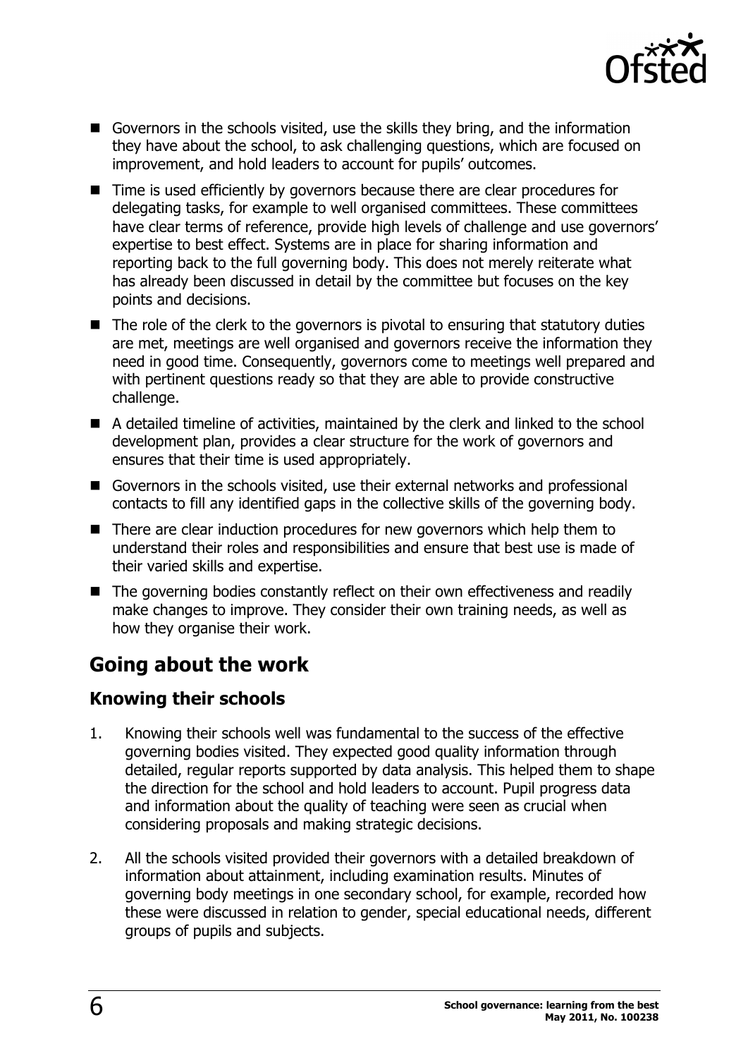- Governors in the schools visited, use the skills they bring, and the information they have about the school, to ask challenging questions, which are focused on improvement, and hold leaders to account for pupils' outcomes.
- Time is used efficiently by governors because there are clear procedures for delegating tasks, for example to well organised committees. These committees have clear terms of reference, provide high levels of challenge and use governors' expertise to best effect. Systems are in place for sharing information and reporting back to the full governing body. This does not merely reiterate what has already been discussed in detail by the committee but focuses on the key points and decisions.
- The role of the clerk to the governors is pivotal to ensuring that statutory duties are met, meetings are well organised and governors receive the information they need in good time. Consequently, governors come to meetings well prepared and with pertinent questions ready so that they are able to provide constructive challenge.
- A detailed timeline of activities, maintained by the clerk and linked to the school development plan, provides a clear structure for the work of governors and ensures that their time is used appropriately.
- Governors in the schools visited, use their external networks and professional contacts to fill any identified gaps in the collective skills of the governing body.
- There are clear induction procedures for new governors which help them to understand their roles and responsibilities and ensure that best use is made of their varied skills and expertise.
- The governing bodies constantly reflect on their own effectiveness and readily make changes to improve. They consider their own training needs, as well as how they organise their work.

## Going about the work

### Knowing their schools

1. Knowing their schools well was fundamental to the success of the effective governing bodies visited. They expected good quality information through detailed, regular reports supported by data analysis. This helped them to shape the direction for the school and hold leaders to account. Pupil progress data and information about the quality of teaching were seen as crucial when considering proposals and making strategic decisions.

2. All the schools visited provided their governors with a detailed breakdown of information about attainment, including examination results. Minutes of governing body meetings in one secondary school, for example, recorded how these were discussed in relation to gender, special educational needs, different groups of pupils and subjects.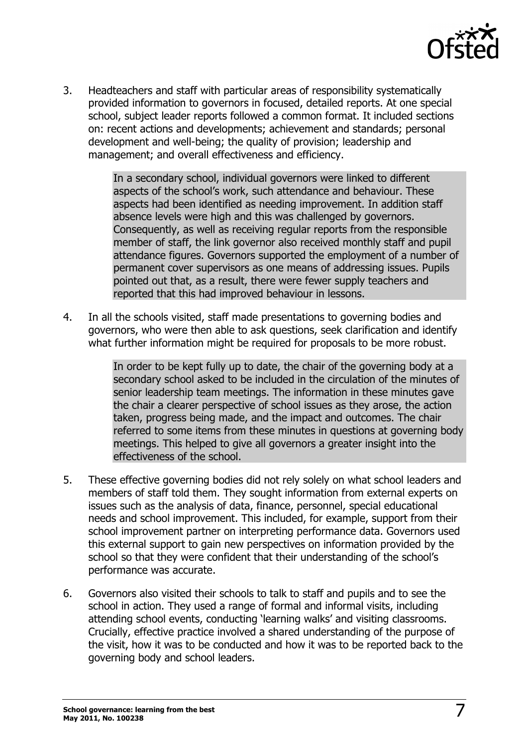3. Headteachers and staff with particular areas of responsibility systematically provided information to governors in focused, detailed reports. At one special school, subject leader reports followed a common format. It included sections on: recent actions and developments; achievement and standards; personal development and well-being; the quality of provision; leadership and management; and overall effectiveness and efficiency.

> In a secondary school, individual governors were linked to different aspects of the school's work, such attendance and behaviour. These aspects had been identified as needing improvement. In addition staff absence levels were high and this was challenged by governors. Consequently, as well as receiving regular reports from the responsible member of staff, the link governor also received monthly staff and pupil attendance figures. Governors supported the employment of a number of permanent cover supervisors as one means of addressing issues. Pupils pointed out that, as a result, there were fewer supply teachers and reported that this had improved behaviour in lessons.

4. In all the schools visited, staff made presentations to governing bodies and governors, who were then able to ask questions, seek clarification and identify what further information might be required for proposals to be more robust.

> In order to be kept fully up to date, the chair of the governing body at a secondary school asked to be included in the circulation of the minutes of senior leadership team meetings. The information in these minutes gave the chair a clearer perspective of school issues as they arose, the action taken, progress being made, and the impact and outcomes. The chair referred to some items from these minutes in questions at governing body meetings. This helped to give all governors a greater insight into the effectiveness of the school.

5. These effective governing bodies did not rely solely on what school leaders and members of staff told them. They sought information from external experts on issues such as the analysis of data, finance, personnel, special educational needs and school improvement. This included, for example, support from their school improvement partner on interpreting performance data. Governors used this external support to gain new perspectives on information provided by the school so that they were confident that their understanding of the school's performance was accurate.

6. Governors also visited their schools to talk to staff and pupils and to see the school in action. They used a range of formal and informal visits, including attending school events, conducting 'learning walks' and visiting classrooms. Crucially, effective practice involved a shared understanding of the purpose of the visit, how it was to be conducted and how it was to be reported back to the governing body and school leaders.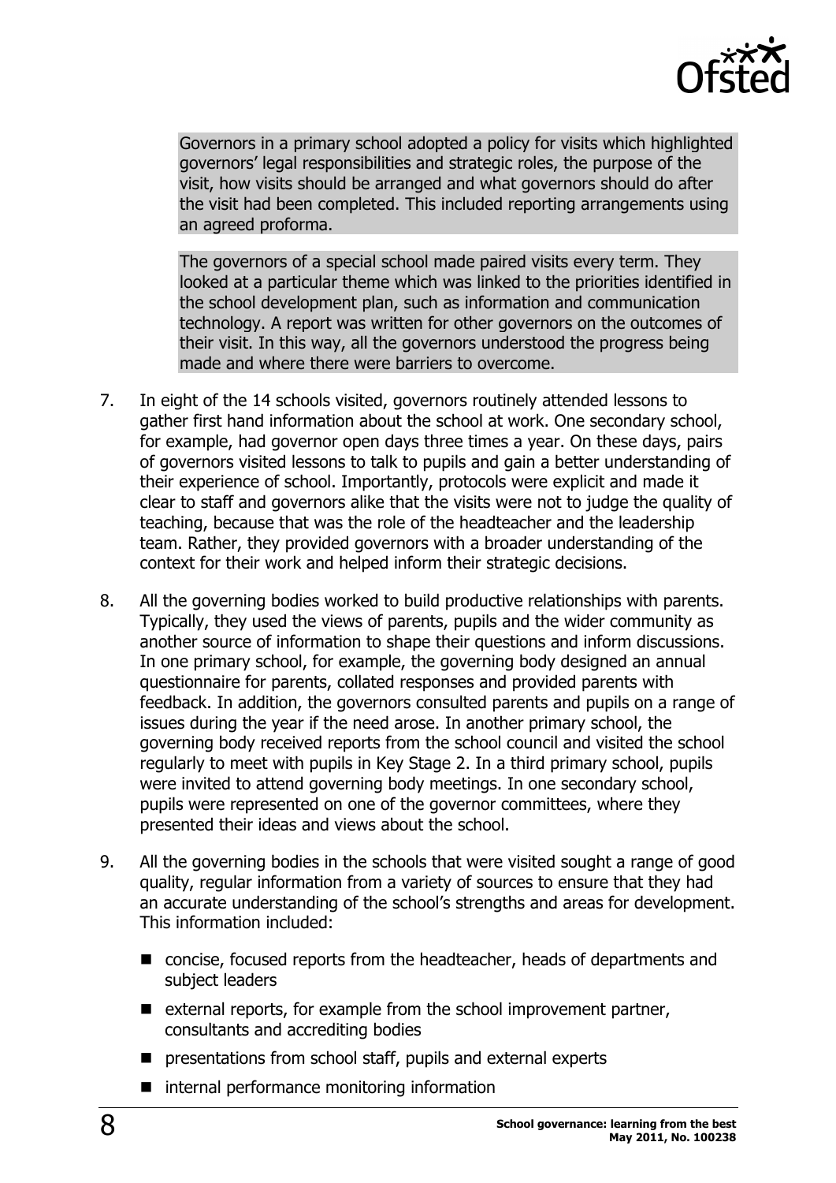> Governors in a primary school adopted a policy for visits which highlighted governors' legal responsibilities and strategic roles, the purpose of the visit, how visits should be arranged and what governors should do after the visit had been completed. This included reporting arrangements using an agreed proforma.

> The governors of a special school made paired visits every term. They looked at a particular theme which was linked to the priorities identified in the school development plan, such as information and communication technology. A report was written for other governors on the outcomes of their visit. In this way, all the governors understood the progress being made and where there were barriers to overcome.

7. In eight of the 14 schools visited, governors routinely attended lessons to gather first hand information about the school at work. One secondary school, for example, had governor open days three times a year. On these days, pairs of governors visited lessons to talk to pupils and gain a better understanding of their experience of school. Importantly, protocols were explicit and made it clear to staff and governors alike that the visits were not to judge the quality of teaching, because that was the role of the headteacher and the leadership team. Rather, they provided governors with a broader understanding of the context for their work and helped inform their strategic decisions.

8. All the governing bodies worked to build productive relationships with parents. Typically, they used the views of parents, pupils and the wider community as another source of information to shape their questions and inform discussions. In one primary school, for example, the governing body designed an annual questionnaire for parents, collated responses and provided parents with feedback. In addition, the governors consulted parents and pupils on a range of issues during the year if the need arose. In another primary school, the governing body received reports from the school council and visited the school regularly to meet with pupils in Key Stage 2. In a third primary school, pupils were invited to attend governing body meetings. In one secondary school, pupils were represented on one of the governor committees, where they presented their ideas and views about the school.

9. All the governing bodies in the schools that were visited sought a range of good quality, regular information from a variety of sources to ensure that they had an accurate understanding of the school's strengths and areas for development. This information included:

   - concise, focused reports from the headteacher, heads of departments and subject leaders
   - external reports, for example from the school improvement partner, consultants and accrediting bodies
   - presentations from school staff, pupils and external experts
   - internal performance monitoring information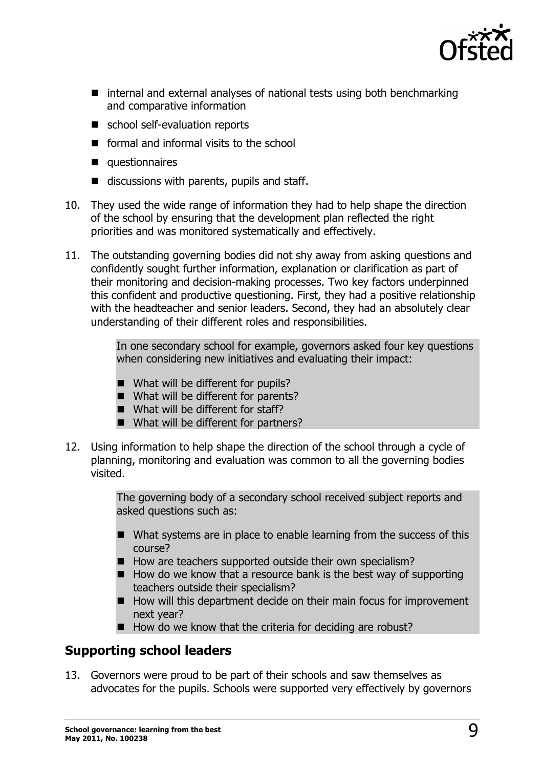- internal and external analyses of national tests using both benchmarking and comparative information
- school self-evaluation reports
- formal and informal visits to the school
- questionnaires
- discussions with parents, pupils and staff.

10. They used the wide range of information they had to help shape the direction of the school by ensuring that the development plan reflected the right priorities and was monitored systematically and effectively.

11. The outstanding governing bodies did not shy away from asking questions and confidently sought further information, explanation or clarification as part of their monitoring and decision-making processes. Two key factors underpinned this confident and productive questioning. First, they had a positive relationship with the headteacher and senior leaders. Second, they had an absolutely clear understanding of their different roles and responsibilities.

> In one secondary school for example, governors asked four key questions when considering new initiatives and evaluating their impact:
>
> - What will be different for pupils?
> - What will be different for parents?
> - What will be different for staff?
> - What will be different for partners?

12. Using information to help shape the direction of the school through a cycle of planning, monitoring and evaluation was common to all the governing bodies visited.

> The governing body of a secondary school received subject reports and asked questions such as:
>
> - What systems are in place to enable learning from the success of this course?
> - How are teachers supported outside their own specialism?
> - How do we know that a resource bank is the best way of supporting teachers outside their specialism?
> - How will this department decide on their main focus for improvement next year?
> - How do we know that the criteria for deciding are robust?

## Supporting school leaders

13. Governors were proud to be part of their schools and saw themselves as advocates for the pupils. Schools were supported very effectively by governors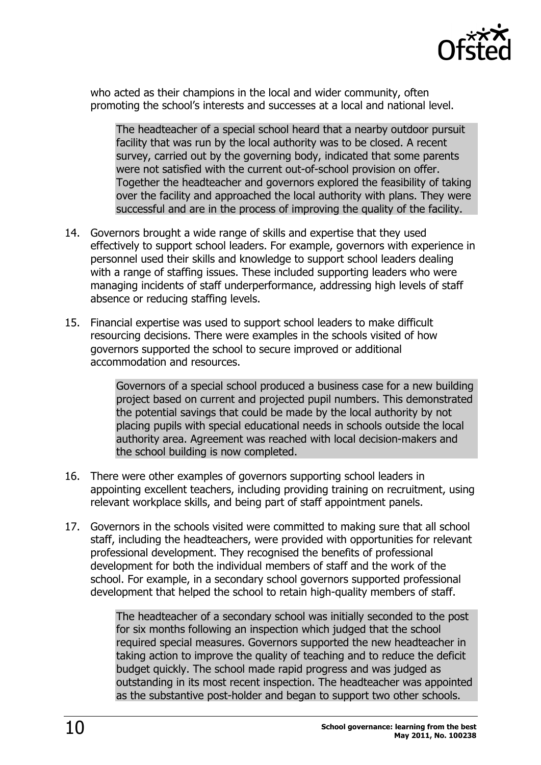who acted as their champions in the local and wider community, often promoting the school's interests and successes at a local and national level.

> The headteacher of a special school heard that a nearby outdoor pursuit facility that was run by the local authority was to be closed. A recent survey, carried out by the governing body, indicated that some parents were not satisfied with the current out-of-school provision on offer. Together the headteacher and governors explored the feasibility of taking over the facility and approached the local authority with plans. They were successful and are in the process of improving the quality of the facility.

14. Governors brought a wide range of skills and expertise that they used effectively to support school leaders. For example, governors with experience in personnel used their skills and knowledge to support school leaders dealing with a range of staffing issues. These included supporting leaders who were managing incidents of staff underperformance, addressing high levels of staff absence or reducing staffing levels.

15. Financial expertise was used to support school leaders to make difficult resourcing decisions. There were examples in the schools visited of how governors supported the school to secure improved or additional accommodation and resources.

> Governors of a special school produced a business case for a new building project based on current and projected pupil numbers. This demonstrated the potential savings that could be made by the local authority by not placing pupils with special educational needs in schools outside the local authority area. Agreement was reached with local decision-makers and the school building is now completed.

16. There were other examples of governors supporting school leaders in appointing excellent teachers, including providing training on recruitment, using relevant workplace skills, and being part of staff appointment panels.

17. Governors in the schools visited were committed to making sure that all school staff, including the headteachers, were provided with opportunities for relevant professional development. They recognised the benefits of professional development for both the individual members of staff and the work of the school. For example, in a secondary school governors supported professional development that helped the school to retain high-quality members of staff.

> The headteacher of a secondary school was initially seconded to the post for six months following an inspection which judged that the school required special measures. Governors supported the new headteacher in taking action to improve the quality of teaching and to reduce the deficit budget quickly. The school made rapid progress and was judged as outstanding in its most recent inspection. The headteacher was appointed as the substantive post-holder and began to support two other schools.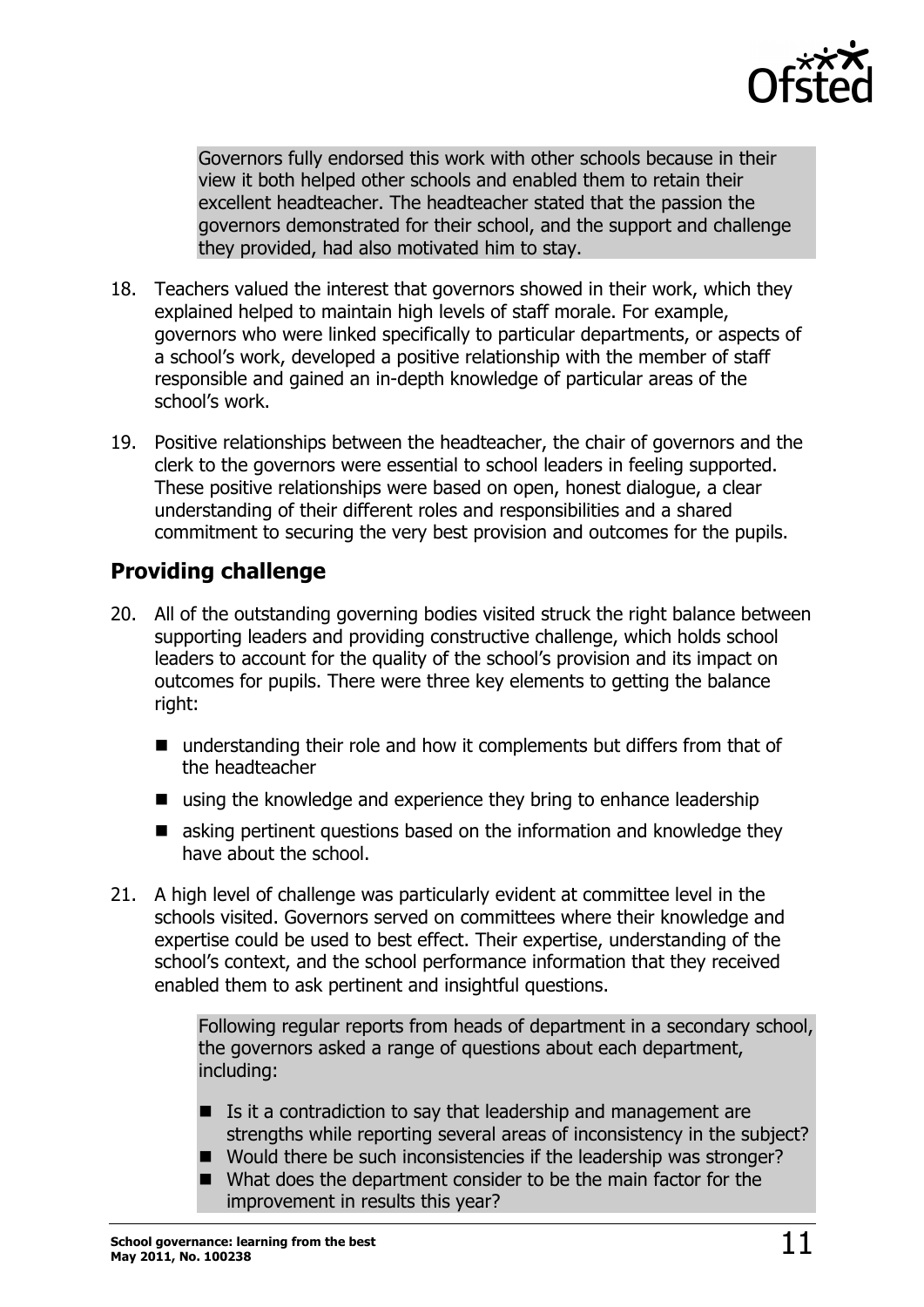Governors fully endorsed this work with other schools because in their view it both helped other schools and enabled them to retain their excellent headteacher. The headteacher stated that the passion the governors demonstrated for their school, and the support and challenge they provided, had also motivated him to stay.

18. Teachers valued the interest that governors showed in their work, which they explained helped to maintain high levels of staff morale. For example, governors who were linked specifically to particular departments, or aspects of a school's work, developed a positive relationship with the member of staff responsible and gained an in-depth knowledge of particular areas of the school's work.

19. Positive relationships between the headteacher, the chair of governors and the clerk to the governors were essential to school leaders in feeling supported. These positive relationships were based on open, honest dialogue, a clear understanding of their different roles and responsibilities and a shared commitment to securing the very best provision and outcomes for the pupils.

## Providing challenge

20. All of the outstanding governing bodies visited struck the right balance between supporting leaders and providing constructive challenge, which holds school leaders to account for the quality of the school's provision and its impact on outcomes for pupils. There were three key elements to getting the balance right:

    - understanding their role and how it complements but differs from that of the headteacher
    - using the knowledge and experience they bring to enhance leadership
    - asking pertinent questions based on the information and knowledge they have about the school.

21. A high level of challenge was particularly evident at committee level in the schools visited. Governors served on committees where their knowledge and expertise could be used to best effect. Their expertise, understanding of the school's context, and the school performance information that they received enabled them to ask pertinent and insightful questions.

Following regular reports from heads of department in a secondary school, the governors asked a range of questions about each department, including:

- Is it a contradiction to say that leadership and management are strengths while reporting several areas of inconsistency in the subject?
- Would there be such inconsistencies if the leadership was stronger?
- What does the department consider to be the main factor for the improvement in results this year?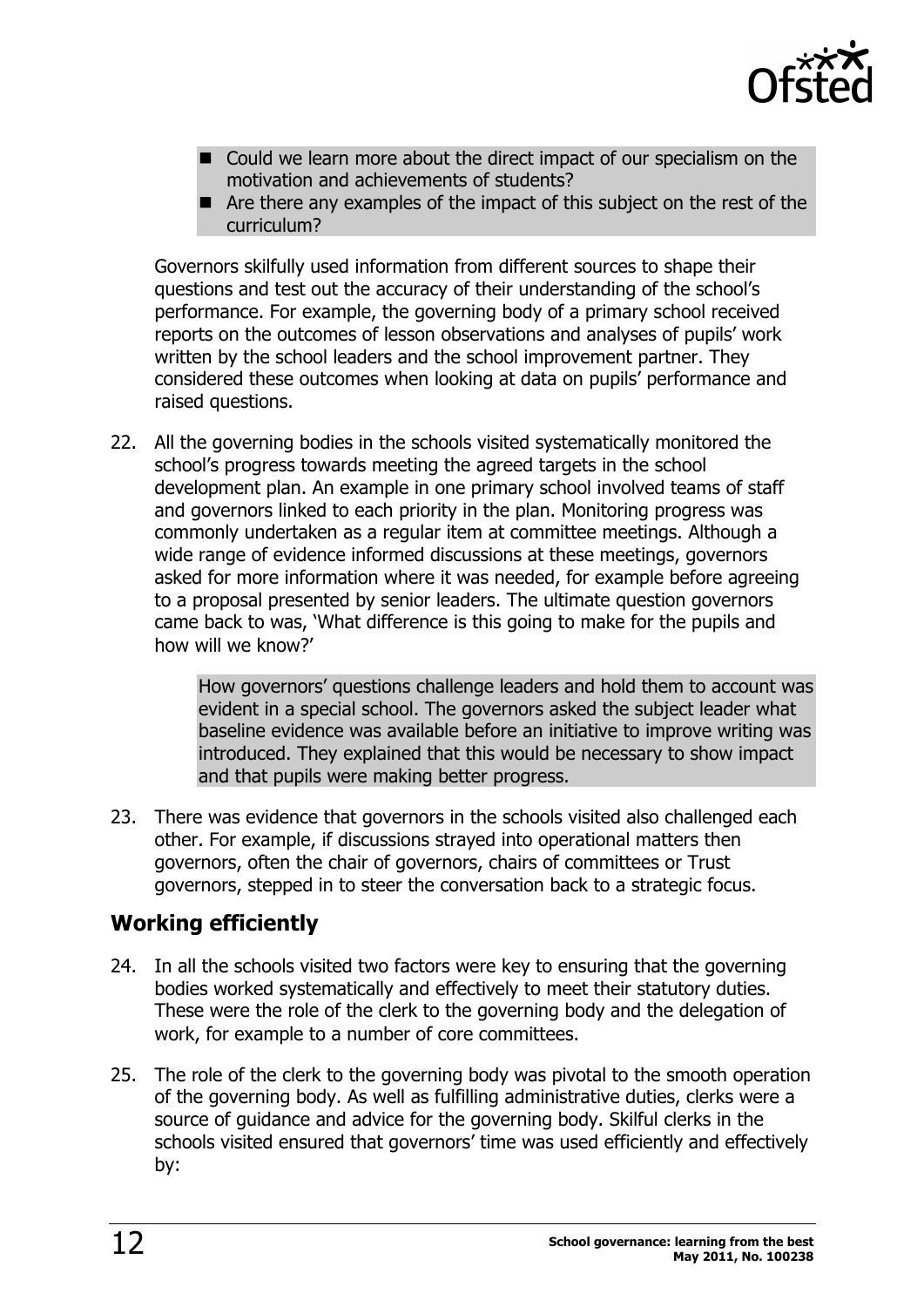- Could we learn more about the direct impact of our specialism on the motivation and achievements of students?
- Are there any examples of the impact of this subject on the rest of the curriculum?

Governors skilfully used information from different sources to shape their questions and test out the accuracy of their understanding of the school's performance. For example, the governing body of a primary school received reports on the outcomes of lesson observations and analyses of pupils' work written by the school leaders and the school improvement partner. They considered these outcomes when looking at data on pupils' performance and raised questions.

22. All the governing bodies in the schools visited systematically monitored the school's progress towards meeting the agreed targets in the school development plan. An example in one primary school involved teams of staff and governors linked to each priority in the plan. Monitoring progress was commonly undertaken as a regular item at committee meetings. Although a wide range of evidence informed discussions at these meetings, governors asked for more information where it was needed, for example before agreeing to a proposal presented by senior leaders. The ultimate question governors came back to was, 'What difference is this going to make for the pupils and how will we know?'

> How governors' questions challenge leaders and hold them to account was evident in a special school. The governors asked the subject leader what baseline evidence was available before an initiative to improve writing was introduced. They explained that this would be necessary to show impact and that pupils were making better progress.

23. There was evidence that governors in the schools visited also challenged each other. For example, if discussions strayed into operational matters then governors, often the chair of governors, chairs of committees or Trust governors, stepped in to steer the conversation back to a strategic focus.

## Working efficiently

24. In all the schools visited two factors were key to ensuring that the governing bodies worked systematically and effectively to meet their statutory duties. These were the role of the clerk to the governing body and the delegation of work, for example to a number of core committees.

25. The role of the clerk to the governing body was pivotal to the smooth operation of the governing body. As well as fulfilling administrative duties, clerks were a source of guidance and advice for the governing body. Skilful clerks in the schools visited ensured that governors' time was used efficiently and effectively by: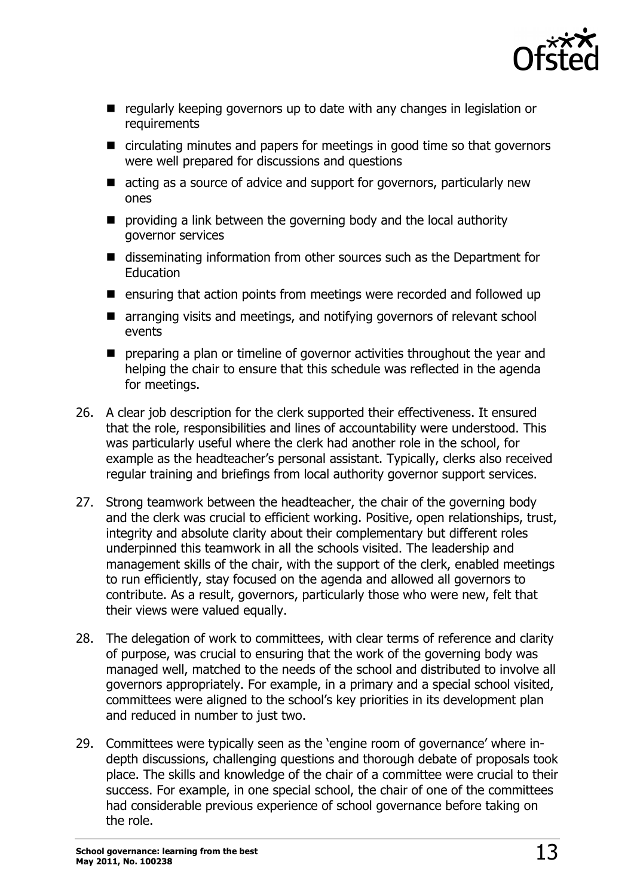- regularly keeping governors up to date with any changes in legislation or requirements
- circulating minutes and papers for meetings in good time so that governors were well prepared for discussions and questions
- acting as a source of advice and support for governors, particularly new ones
- providing a link between the governing body and the local authority governor services
- disseminating information from other sources such as the Department for Education
- ensuring that action points from meetings were recorded and followed up
- arranging visits and meetings, and notifying governors of relevant school events
- preparing a plan or timeline of governor activities throughout the year and helping the chair to ensure that this schedule was reflected in the agenda for meetings.

26. A clear job description for the clerk supported their effectiveness. It ensured that the role, responsibilities and lines of accountability were understood. This was particularly useful where the clerk had another role in the school, for example as the headteacher's personal assistant. Typically, clerks also received regular training and briefings from local authority governor support services.

27. Strong teamwork between the headteacher, the chair of the governing body and the clerk was crucial to efficient working. Positive, open relationships, trust, integrity and absolute clarity about their complementary but different roles underpinned this teamwork in all the schools visited. The leadership and management skills of the chair, with the support of the clerk, enabled meetings to run efficiently, stay focused on the agenda and allowed all governors to contribute. As a result, governors, particularly those who were new, felt that their views were valued equally.

28. The delegation of work to committees, with clear terms of reference and clarity of purpose, was crucial to ensuring that the work of the governing body was managed well, matched to the needs of the school and distributed to involve all governors appropriately. For example, in a primary and a special school visited, committees were aligned to the school's key priorities in its development plan and reduced in number to just two.

29. Committees were typically seen as the 'engine room of governance' where in-depth discussions, challenging questions and thorough debate of proposals took place. The skills and knowledge of the chair of a committee were crucial to their success. For example, in one special school, the chair of one of the committees had considerable previous experience of school governance before taking on the role.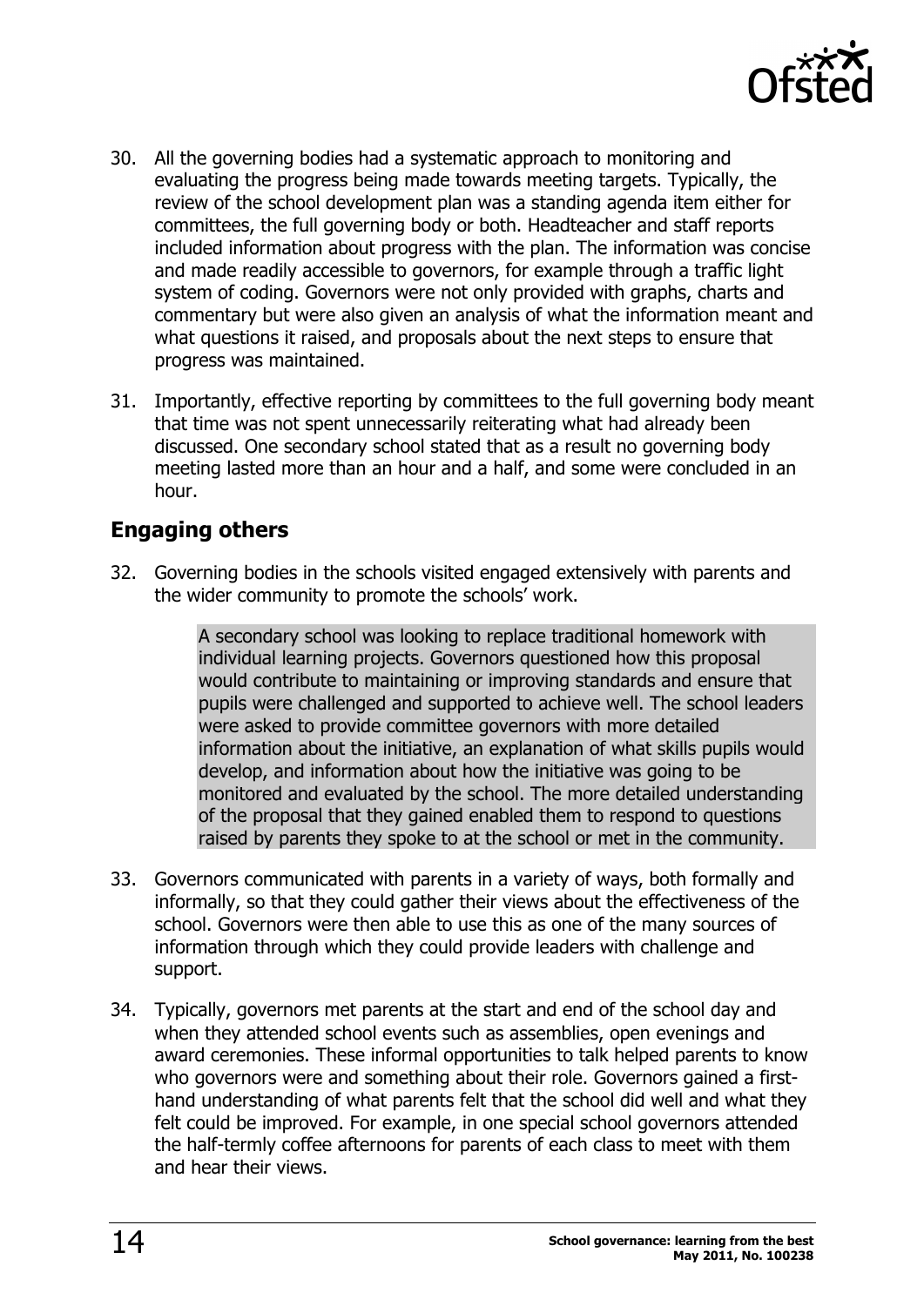30. All the governing bodies had a systematic approach to monitoring and evaluating the progress being made towards meeting targets. Typically, the review of the school development plan was a standing agenda item either for committees, the full governing body or both. Headteacher and staff reports included information about progress with the plan. The information was concise and made readily accessible to governors, for example through a traffic light system of coding. Governors were not only provided with graphs, charts and commentary but were also given an analysis of what the information meant and what questions it raised, and proposals about the next steps to ensure that progress was maintained.

31. Importantly, effective reporting by committees to the full governing body meant that time was not spent unnecessarily reiterating what had already been discussed. One secondary school stated that as a result no governing body meeting lasted more than an hour and a half, and some were concluded in an hour.

## Engaging others

32. Governing bodies in the schools visited engaged extensively with parents and the wider community to promote the schools' work.

> A secondary school was looking to replace traditional homework with individual learning projects. Governors questioned how this proposal would contribute to maintaining or improving standards and ensure that pupils were challenged and supported to achieve well. The school leaders were asked to provide committee governors with more detailed information about the initiative, an explanation of what skills pupils would develop, and information about how the initiative was going to be monitored and evaluated by the school. The more detailed understanding of the proposal that they gained enabled them to respond to questions raised by parents they spoke to at the school or met in the community.

33. Governors communicated with parents in a variety of ways, both formally and informally, so that they could gather their views about the effectiveness of the school. Governors were then able to use this as one of the many sources of information through which they could provide leaders with challenge and support.

34. Typically, governors met parents at the start and end of the school day and when they attended school events such as assemblies, open evenings and award ceremonies. These informal opportunities to talk helped parents to know who governors were and something about their role. Governors gained a first-hand understanding of what parents felt that the school did well and what they felt could be improved. For example, in one special school governors attended the half-termly coffee afternoons for parents of each class to meet with them and hear their views.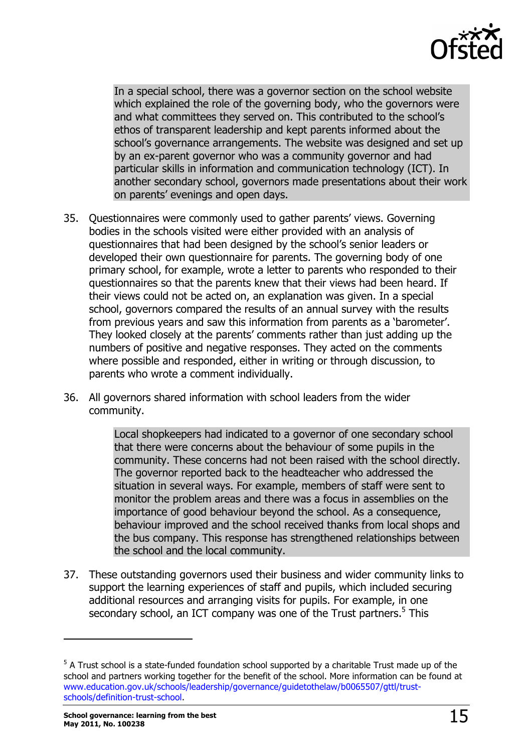> In a special school, there was a governor section on the school website which explained the role of the governing body, who the governors were and what committees they served on. This contributed to the school's ethos of transparent leadership and kept parents informed about the school's governance arrangements. The website was designed and set up by an ex-parent governor who was a community governor and had particular skills in information and communication technology (ICT). In another secondary school, governors made presentations about their work on parents' evenings and open days.

35. Questionnaires were commonly used to gather parents' views. Governing bodies in the schools visited were either provided with an analysis of questionnaires that had been designed by the school's senior leaders or developed their own questionnaire for parents. The governing body of one primary school, for example, wrote a letter to parents who responded to their questionnaires so that the parents knew that their views had been heard. If their views could not be acted on, an explanation was given. In a special school, governors compared the results of an annual survey with the results from previous years and saw this information from parents as a 'barometer'. They looked closely at the parents' comments rather than just adding up the numbers of positive and negative responses. They acted on the comments where possible and responded, either in writing or through discussion, to parents who wrote a comment individually.

36. All governors shared information with school leaders from the wider community.

> Local shopkeepers had indicated to a governor of one secondary school that there were concerns about the behaviour of some pupils in the community. These concerns had not been raised with the school directly. The governor reported back to the headteacher who addressed the situation in several ways. For example, members of staff were sent to monitor the problem areas and there was a focus in assemblies on the importance of good behaviour beyond the school. As a consequence, behaviour improved and the school received thanks from local shops and the bus company. This response has strengthened relationships between the school and the local community.

37. These outstanding governors used their business and wider community links to support the learning experiences of staff and pupils, which included securing additional resources and arranging visits for pupils. For example, in one secondary school, an ICT company was one of the Trust partners.[5] This

---

[5] A Trust school is a state-funded foundation school supported by a charitable Trust made up of the school and partners working together for the benefit of the school. More information can be found at www.education.gov.uk/schools/leadership/governance/guidetothelaw/b0065507/gttl/trust-schools/definition-trust-school.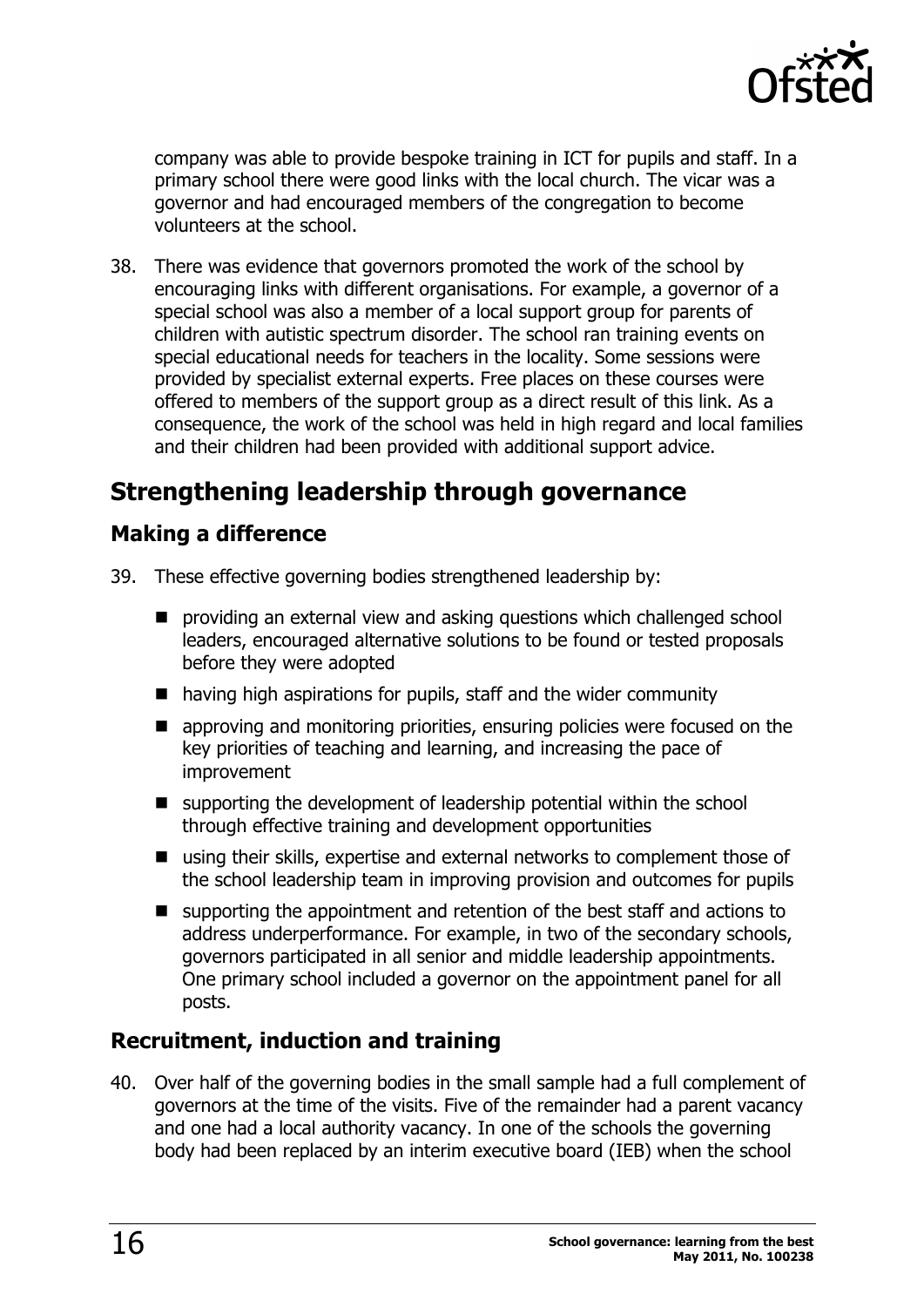company was able to provide bespoke training in ICT for pupils and staff. In a primary school there were good links with the local church. The vicar was a governor and had encouraged members of the congregation to become volunteers at the school.

38. There was evidence that governors promoted the work of the school by encouraging links with different organisations. For example, a governor of a special school was also a member of a local support group for parents of children with autistic spectrum disorder. The school ran training events on special educational needs for teachers in the locality. Some sessions were provided by specialist external experts. Free places on these courses were offered to members of the support group as a direct result of this link. As a consequence, the work of the school was held in high regard and local families and their children had been provided with additional support advice.

## Strengthening leadership through governance

### Making a difference

39. These effective governing bodies strengthened leadership by:

- providing an external view and asking questions which challenged school leaders, encouraged alternative solutions to be found or tested proposals before they were adopted
- having high aspirations for pupils, staff and the wider community
- approving and monitoring priorities, ensuring policies were focused on the key priorities of teaching and learning, and increasing the pace of improvement
- supporting the development of leadership potential within the school through effective training and development opportunities
- using their skills, expertise and external networks to complement those of the school leadership team in improving provision and outcomes for pupils
- supporting the appointment and retention of the best staff and actions to address underperformance. For example, in two of the secondary schools, governors participated in all senior and middle leadership appointments. One primary school included a governor on the appointment panel for all posts.

### Recruitment, induction and training

40. Over half of the governing bodies in the small sample had a full complement of governors at the time of the visits. Five of the remainder had a parent vacancy and one had a local authority vacancy. In one of the schools the governing body had been replaced by an interim executive board (IEB) when the school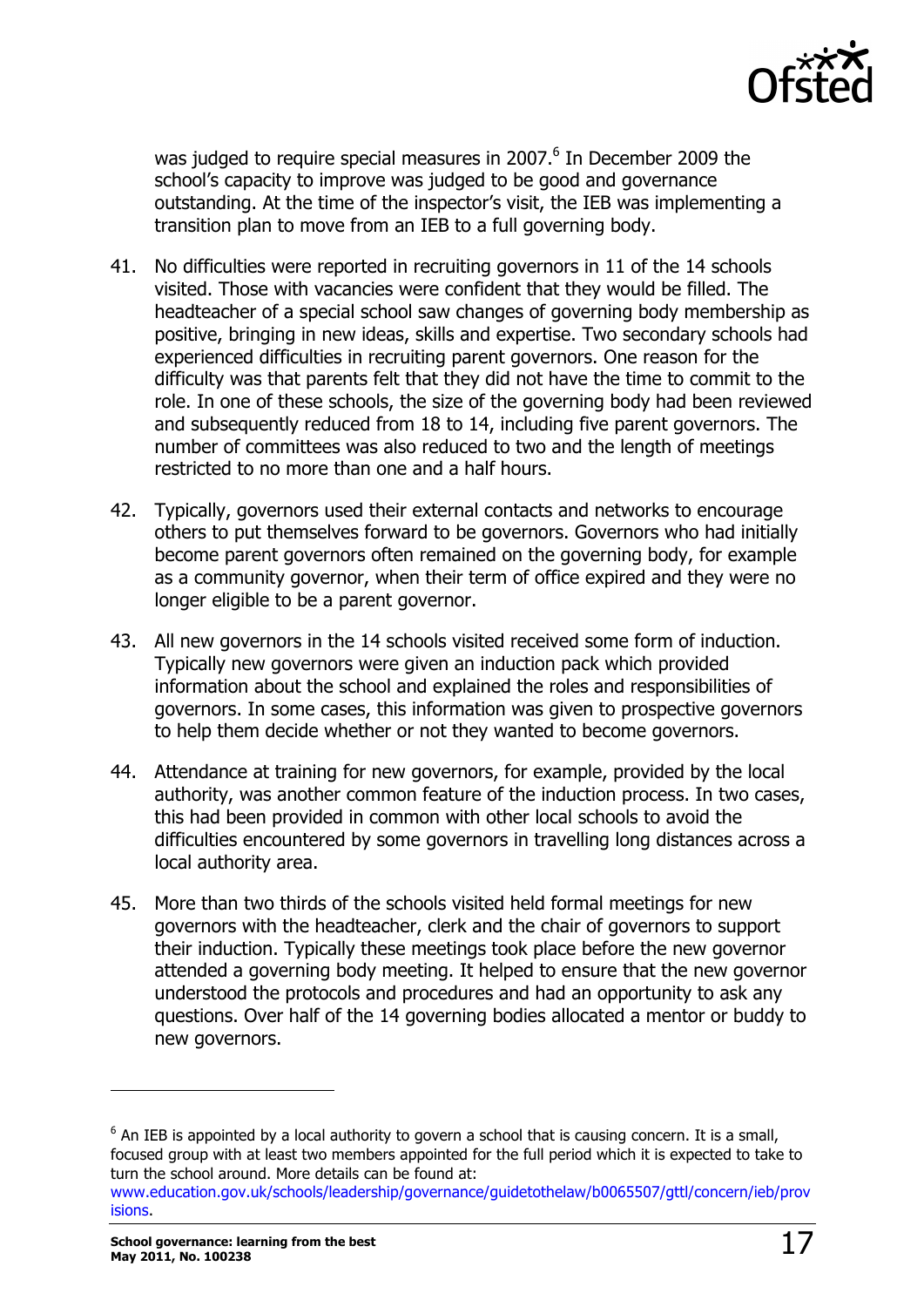was judged to require special measures in 2007.[6] In December 2009 the school's capacity to improve was judged to be good and governance outstanding. At the time of the inspector's visit, the IEB was implementing a transition plan to move from an IEB to a full governing body.

41. No difficulties were reported in recruiting governors in 11 of the 14 schools visited. Those with vacancies were confident that they would be filled. The headteacher of a special school saw changes of governing body membership as positive, bringing in new ideas, skills and expertise. Two secondary schools had experienced difficulties in recruiting parent governors. One reason for the difficulty was that parents felt that they did not have the time to commit to the role. In one of these schools, the size of the governing body had been reviewed and subsequently reduced from 18 to 14, including five parent governors. The number of committees was also reduced to two and the length of meetings restricted to no more than one and a half hours.

42. Typically, governors used their external contacts and networks to encourage others to put themselves forward to be governors. Governors who had initially become parent governors often remained on the governing body, for example as a community governor, when their term of office expired and they were no longer eligible to be a parent governor.

43. All new governors in the 14 schools visited received some form of induction. Typically new governors were given an induction pack which provided information about the school and explained the roles and responsibilities of governors. In some cases, this information was given to prospective governors to help them decide whether or not they wanted to become governors.

44. Attendance at training for new governors, for example, provided by the local authority, was another common feature of the induction process. In two cases, this had been provided in common with other local schools to avoid the difficulties encountered by some governors in travelling long distances across a local authority area.

45. More than two thirds of the schools visited held formal meetings for new governors with the headteacher, clerk and the chair of governors to support their induction. Typically these meetings took place before the new governor attended a governing body meeting. It helped to ensure that the new governor understood the protocols and procedures and had an opportunity to ask any questions. Over half of the 14 governing bodies allocated a mentor or buddy to new governors.

---

[6] An IEB is appointed by a local authority to govern a school that is causing concern. It is a small, focused group with at least two members appointed for the full period which it is expected to take to turn the school around. More details can be found at: www.education.gov.uk/schools/leadership/governance/guidetothelaw/b0065507/gttl/concern/ieb/provisions.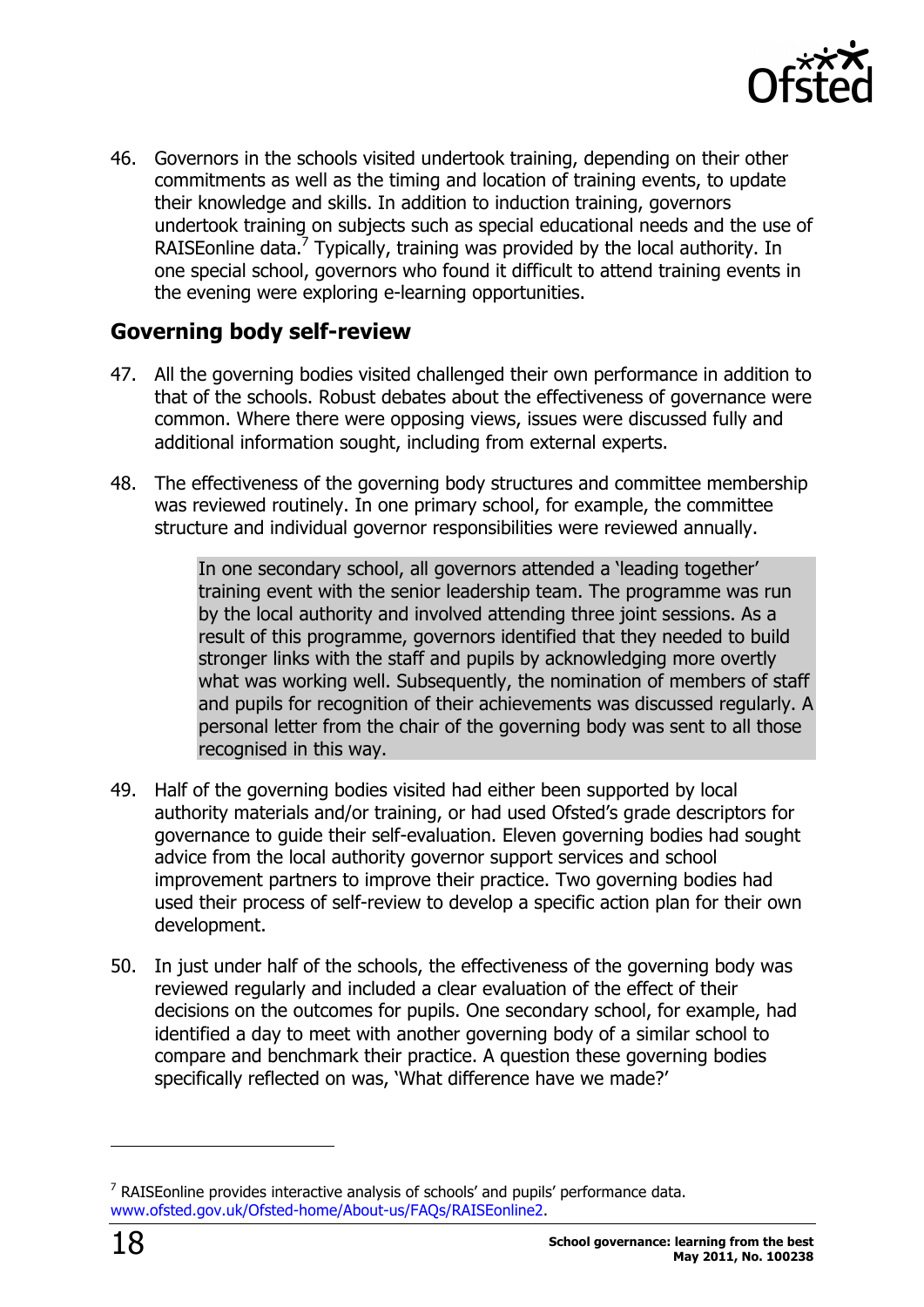46. Governors in the schools visited undertook training, depending on their other commitments as well as the timing and location of training events, to update their knowledge and skills. In addition to induction training, governors undertook training on subjects such as special educational needs and the use of RAISEonline data.[7] Typically, training was provided by the local authority. In one special school, governors who found it difficult to attend training events in the evening were exploring e-learning opportunities.

## Governing body self-review

47. All the governing bodies visited challenged their own performance in addition to that of the schools. Robust debates about the effectiveness of governance were common. Where there were opposing views, issues were discussed fully and additional information sought, including from external experts.

48. The effectiveness of the governing body structures and committee membership was reviewed routinely. In one primary school, for example, the committee structure and individual governor responsibilities were reviewed annually.

> In one secondary school, all governors attended a 'leading together' training event with the senior leadership team. The programme was run by the local authority and involved attending three joint sessions. As a result of this programme, governors identified that they needed to build stronger links with the staff and pupils by acknowledging more overtly what was working well. Subsequently, the nomination of members of staff and pupils for recognition of their achievements was discussed regularly. A personal letter from the chair of the governing body was sent to all those recognised in this way.

49. Half of the governing bodies visited had either been supported by local authority materials and/or training, or had used Ofsted's grade descriptors for governance to guide their self-evaluation. Eleven governing bodies had sought advice from the local authority governor support services and school improvement partners to improve their practice. Two governing bodies had used their process of self-review to develop a specific action plan for their own development.

50. In just under half of the schools, the effectiveness of the governing body was reviewed regularly and included a clear evaluation of the effect of their decisions on the outcomes for pupils. One secondary school, for example, had identified a day to meet with another governing body of a similar school to compare and benchmark their practice. A question these governing bodies specifically reflected on was, 'What difference have we made?'

---

[7] RAISEonline provides interactive analysis of schools' and pupils' performance data. www.ofsted.gov.uk/Ofsted-home/About-us/FAQs/RAISEonline2.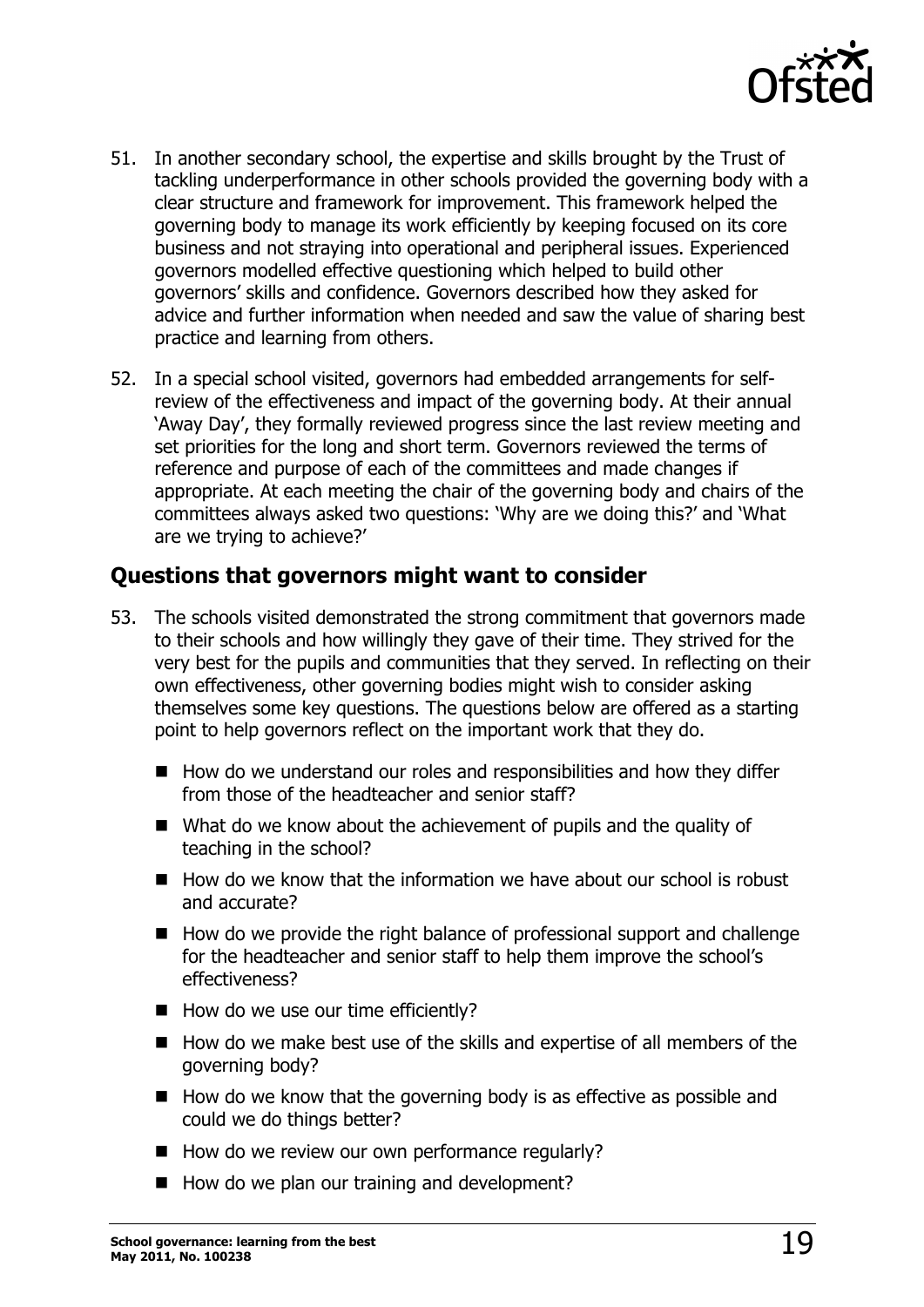51. In another secondary school, the expertise and skills brought by the Trust of tackling underperformance in other schools provided the governing body with a clear structure and framework for improvement. This framework helped the governing body to manage its work efficiently by keeping focused on its core business and not straying into operational and peripheral issues. Experienced governors modelled effective questioning which helped to build other governors' skills and confidence. Governors described how they asked for advice and further information when needed and saw the value of sharing best practice and learning from others.

52. In a special school visited, governors had embedded arrangements for self-review of the effectiveness and impact of the governing body. At their annual 'Away Day', they formally reviewed progress since the last review meeting and set priorities for the long and short term. Governors reviewed the terms of reference and purpose of each of the committees and made changes if appropriate. At each meeting the chair of the governing body and chairs of the committees always asked two questions: 'Why are we doing this?' and 'What are we trying to achieve?'

## Questions that governors might want to consider

53. The schools visited demonstrated the strong commitment that governors made to their schools and how willingly they gave of their time. They strived for the very best for the pupils and communities that they served. In reflecting on their own effectiveness, other governing bodies might wish to consider asking themselves some key questions. The questions below are offered as a starting point to help governors reflect on the important work that they do.

    - How do we understand our roles and responsibilities and how they differ from those of the headteacher and senior staff?
    - What do we know about the achievement of pupils and the quality of teaching in the school?
    - How do we know that the information we have about our school is robust and accurate?
    - How do we provide the right balance of professional support and challenge for the headteacher and senior staff to help them improve the school's effectiveness?
    - How do we use our time efficiently?
    - How do we make best use of the skills and expertise of all members of the governing body?
    - How do we know that the governing body is as effective as possible and could we do things better?
    - How do we review our own performance regularly?
    - How do we plan our training and development?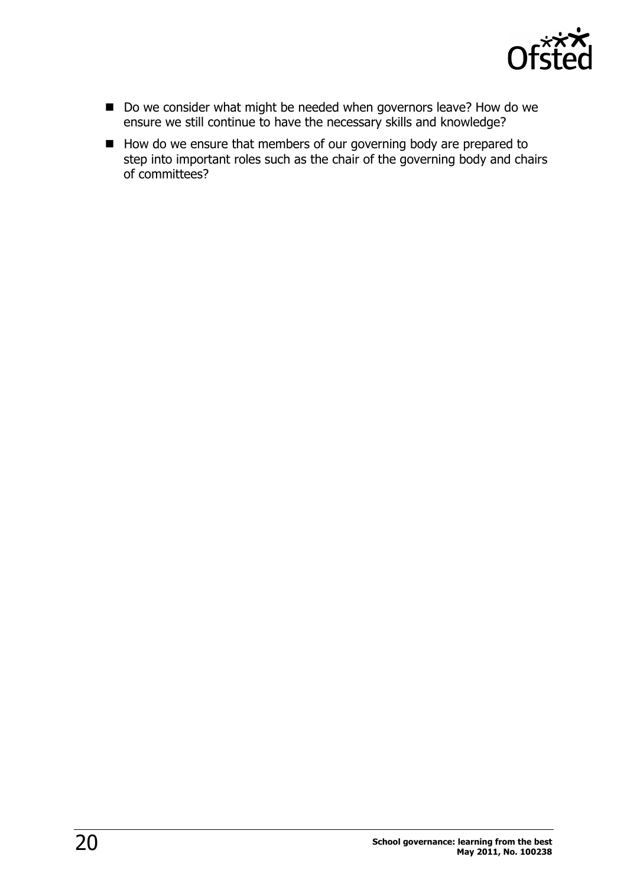- Do we consider what might be needed when governors leave? How do we ensure we still continue to have the necessary skills and knowledge?
- How do we ensure that members of our governing body are prepared to step into important roles such as the chair of the governing body and chairs of committees?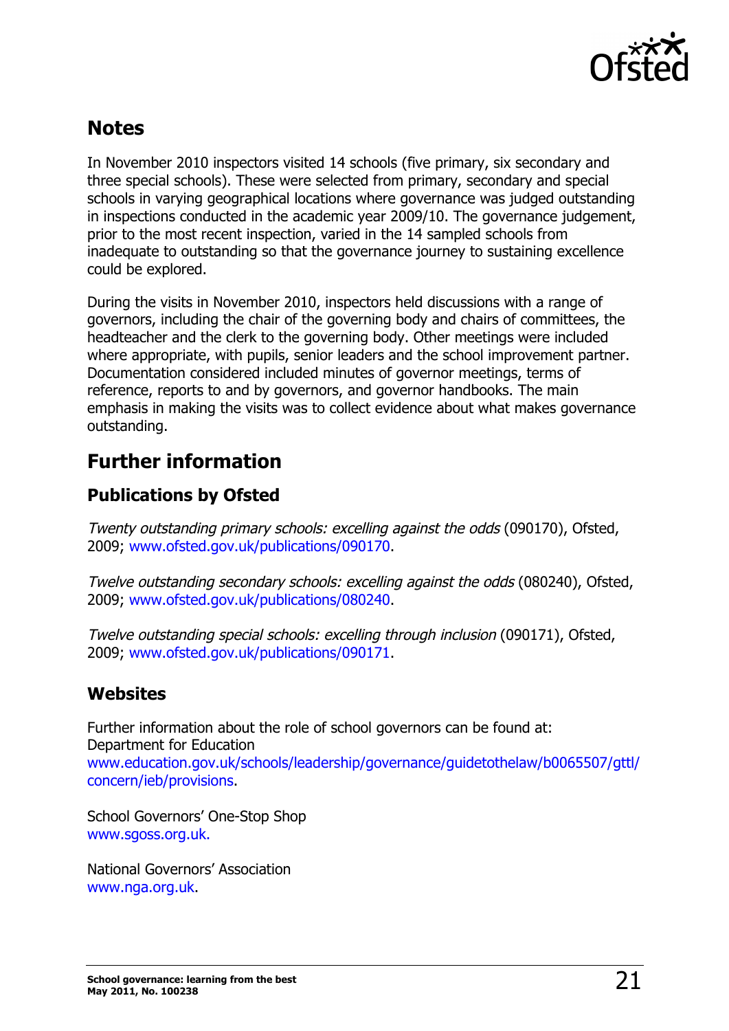## Notes

In November 2010 inspectors visited 14 schools (five primary, six secondary and three special schools). These were selected from primary, secondary and special schools in varying geographical locations where governance was judged outstanding in inspections conducted in the academic year 2009/10. The governance judgement, prior to the most recent inspection, varied in the 14 sampled schools from inadequate to outstanding so that the governance journey to sustaining excellence could be explored.

During the visits in November 2010, inspectors held discussions with a range of governors, including the chair of the governing body and chairs of committees, the headteacher and the clerk to the governing body. Other meetings were included where appropriate, with pupils, senior leaders and the school improvement partner. Documentation considered included minutes of governor meetings, terms of reference, reports to and by governors, and governor handbooks. The main emphasis in making the visits was to collect evidence about what makes governance outstanding.

## Further information

### Publications by Ofsted

*Twenty outstanding primary schools: excelling against the odds* (090170), Ofsted, 2009; www.ofsted.gov.uk/publications/090170.

*Twelve outstanding secondary schools: excelling against the odds* (080240), Ofsted, 2009; www.ofsted.gov.uk/publications/080240.

*Twelve outstanding special schools: excelling through inclusion* (090171), Ofsted, 2009; www.ofsted.gov.uk/publications/090171.

### Websites

Further information about the role of school governors can be found at:
Department for Education
www.education.gov.uk/schools/leadership/governance/guidetothelaw/b0065507/gttl/concern/ieb/provisions.

School Governors' One-Stop Shop
www.sgoss.org.uk.

National Governors' Association
www.nga.org.uk.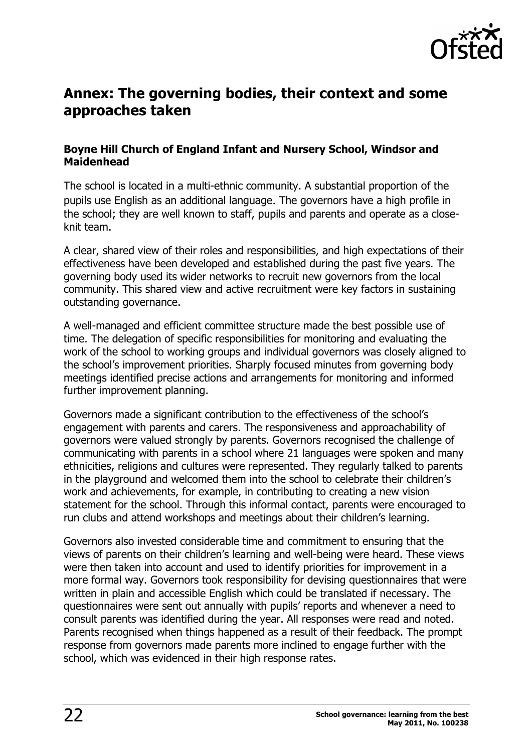## Annex: The governing bodies, their context and some approaches taken

### Boyne Hill Church of England Infant and Nursery School, Windsor and Maidenhead

The school is located in a multi-ethnic community. A substantial proportion of the pupils use English as an additional language. The governors have a high profile in the school; they are well known to staff, pupils and parents and operate as a close-knit team.

A clear, shared view of their roles and responsibilities, and high expectations of their effectiveness have been developed and established during the past five years. The governing body used its wider networks to recruit new governors from the local community. This shared view and active recruitment were key factors in sustaining outstanding governance.

A well-managed and efficient committee structure made the best possible use of time. The delegation of specific responsibilities for monitoring and evaluating the work of the school to working groups and individual governors was closely aligned to the school's improvement priorities. Sharply focused minutes from governing body meetings identified precise actions and arrangements for monitoring and informed further improvement planning.

Governors made a significant contribution to the effectiveness of the school's engagement with parents and carers. The responsiveness and approachability of governors were valued strongly by parents. Governors recognised the challenge of communicating with parents in a school where 21 languages were spoken and many ethnicities, religions and cultures were represented. They regularly talked to parents in the playground and welcomed them into the school to celebrate their children's work and achievements, for example, in contributing to creating a new vision statement for the school. Through this informal contact, parents were encouraged to run clubs and attend workshops and meetings about their children's learning.

Governors also invested considerable time and commitment to ensuring that the views of parents on their children's learning and well-being were heard. These views were then taken into account and used to identify priorities for improvement in a more formal way. Governors took responsibility for devising questionnaires that were written in plain and accessible English which could be translated if necessary. The questionnaires were sent out annually with pupils' reports and whenever a need to consult parents was identified during the year. All responses were read and noted. Parents recognised when things happened as a result of their feedback. The prompt response from governors made parents more inclined to engage further with the school, which was evidenced in their high response rates.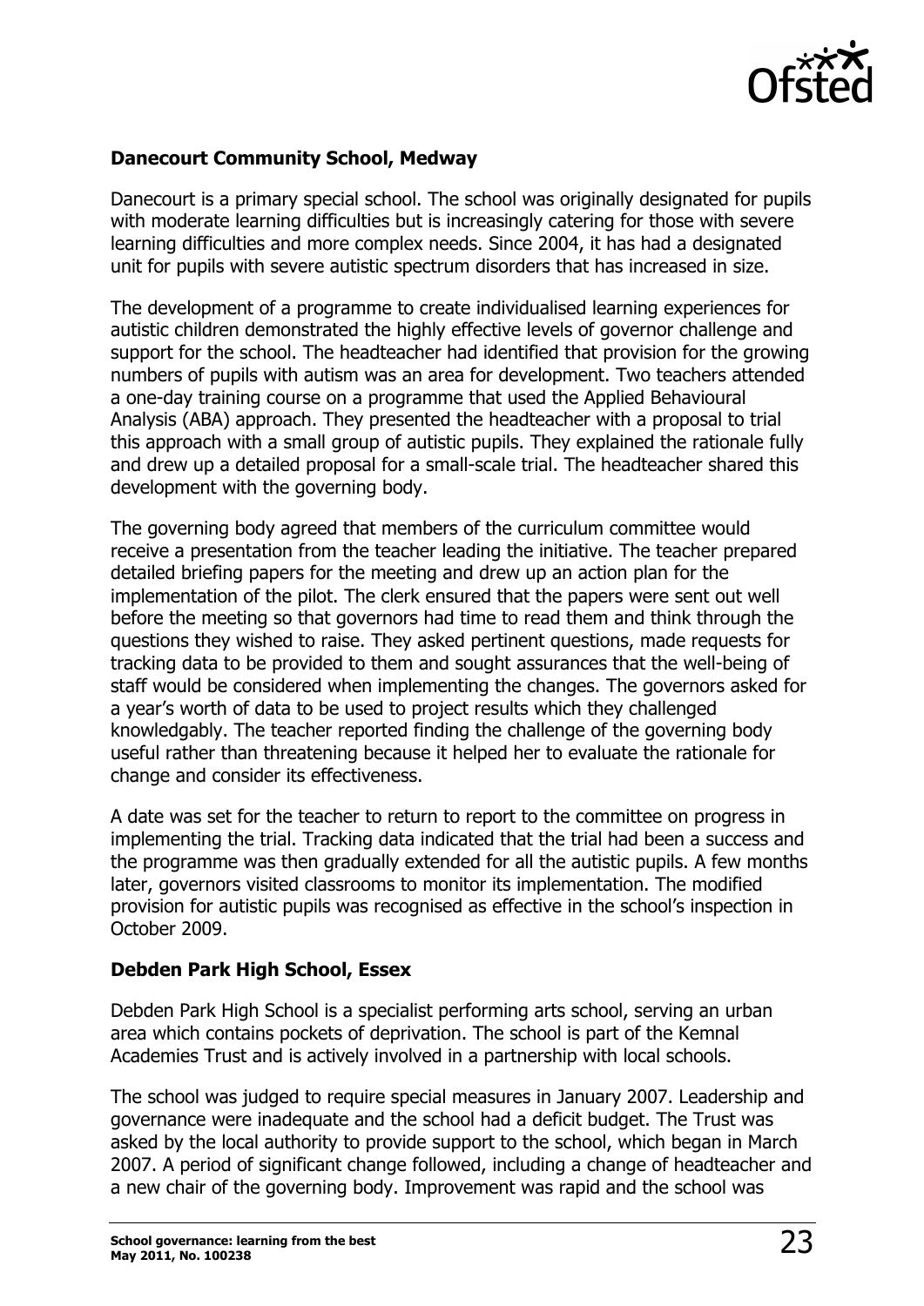**Danecourt Community School, Medway**

Danecourt is a primary special school. The school was originally designated for pupils with moderate learning difficulties but is increasingly catering for those with severe learning difficulties and more complex needs. Since 2004, it has had a designated unit for pupils with severe autistic spectrum disorders that has increased in size.

The development of a programme to create individualised learning experiences for autistic children demonstrated the highly effective levels of governor challenge and support for the school. The headteacher had identified that provision for the growing numbers of pupils with autism was an area for development. Two teachers attended a one-day training course on a programme that used the Applied Behavioural Analysis (ABA) approach. They presented the headteacher with a proposal to trial this approach with a small group of autistic pupils. They explained the rationale fully and drew up a detailed proposal for a small-scale trial. The headteacher shared this development with the governing body.

The governing body agreed that members of the curriculum committee would receive a presentation from the teacher leading the initiative. The teacher prepared detailed briefing papers for the meeting and drew up an action plan for the implementation of the pilot. The clerk ensured that the papers were sent out well before the meeting so that governors had time to read them and think through the questions they wished to raise. They asked pertinent questions, made requests for tracking data to be provided to them and sought assurances that the well-being of staff would be considered when implementing the changes. The governors asked for a year's worth of data to be used to project results which they challenged knowledgably. The teacher reported finding the challenge of the governing body useful rather than threatening because it helped her to evaluate the rationale for change and consider its effectiveness.

A date was set for the teacher to return to report to the committee on progress in implementing the trial. Tracking data indicated that the trial had been a success and the programme was then gradually extended for all the autistic pupils. A few months later, governors visited classrooms to monitor its implementation. The modified provision for autistic pupils was recognised as effective in the school's inspection in October 2009.

**Debden Park High School, Essex**

Debden Park High School is a specialist performing arts school, serving an urban area which contains pockets of deprivation. The school is part of the Kemnal Academies Trust and is actively involved in a partnership with local schools.

The school was judged to require special measures in January 2007. Leadership and governance were inadequate and the school had a deficit budget. The Trust was asked by the local authority to provide support to the school, which began in March 2007. A period of significant change followed, including a change of headteacher and a new chair of the governing body. Improvement was rapid and the school was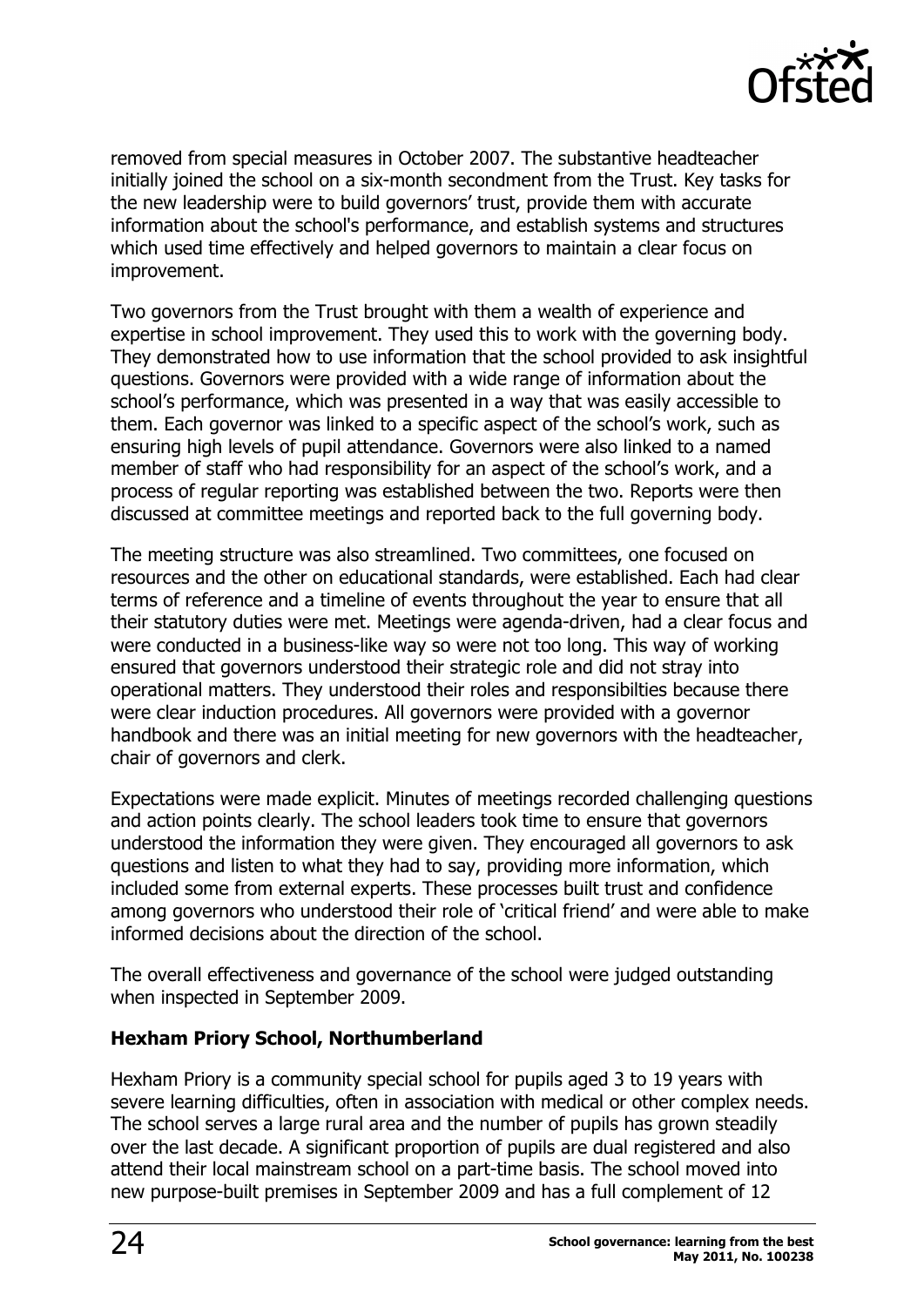removed from special measures in October 2007. The substantive headteacher initially joined the school on a six-month secondment from the Trust. Key tasks for the new leadership were to build governors' trust, provide them with accurate information about the school's performance, and establish systems and structures which used time effectively and helped governors to maintain a clear focus on improvement.

Two governors from the Trust brought with them a wealth of experience and expertise in school improvement. They used this to work with the governing body. They demonstrated how to use information that the school provided to ask insightful questions. Governors were provided with a wide range of information about the school's performance, which was presented in a way that was easily accessible to them. Each governor was linked to a specific aspect of the school's work, such as ensuring high levels of pupil attendance. Governors were also linked to a named member of staff who had responsibility for an aspect of the school's work, and a process of regular reporting was established between the two. Reports were then discussed at committee meetings and reported back to the full governing body.

The meeting structure was also streamlined. Two committees, one focused on resources and the other on educational standards, were established. Each had clear terms of reference and a timeline of events throughout the year to ensure that all their statutory duties were met. Meetings were agenda-driven, had a clear focus and were conducted in a business-like way so were not too long. This way of working ensured that governors understood their strategic role and did not stray into operational matters. They understood their roles and responsibilties because there were clear induction procedures. All governors were provided with a governor handbook and there was an initial meeting for new governors with the headteacher, chair of governors and clerk.

Expectations were made explicit. Minutes of meetings recorded challenging questions and action points clearly. The school leaders took time to ensure that governors understood the information they were given. They encouraged all governors to ask questions and listen to what they had to say, providing more information, which included some from external experts. These processes built trust and confidence among governors who understood their role of 'critical friend' and were able to make informed decisions about the direction of the school.

The overall effectiveness and governance of the school were judged outstanding when inspected in September 2009.

**Hexham Priory School, Northumberland**

Hexham Priory is a community special school for pupils aged 3 to 19 years with severe learning difficulties, often in association with medical or other complex needs. The school serves a large rural area and the number of pupils has grown steadily over the last decade. A significant proportion of pupils are dual registered and also attend their local mainstream school on a part-time basis. The school moved into new purpose-built premises in September 2009 and has a full complement of 12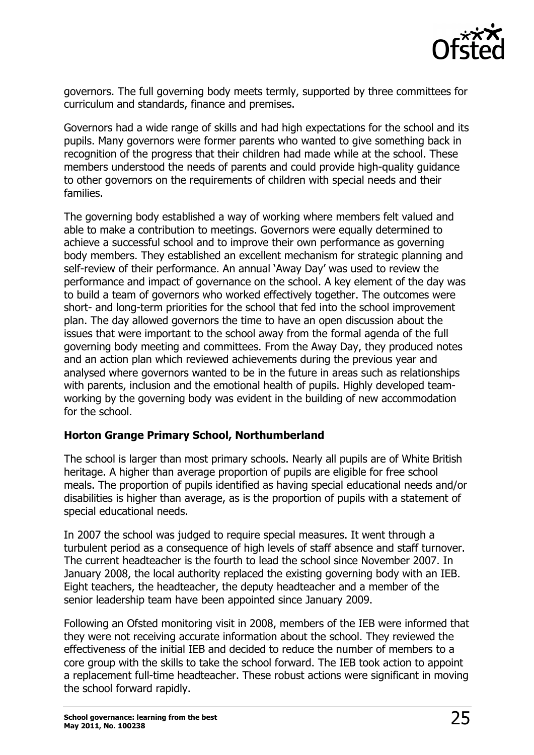governors. The full governing body meets termly, supported by three committees for curriculum and standards, finance and premises.

Governors had a wide range of skills and had high expectations for the school and its pupils. Many governors were former parents who wanted to give something back in recognition of the progress that their children had made while at the school. These members understood the needs of parents and could provide high-quality guidance to other governors on the requirements of children with special needs and their families.

The governing body established a way of working where members felt valued and able to make a contribution to meetings. Governors were equally determined to achieve a successful school and to improve their own performance as governing body members. They established an excellent mechanism for strategic planning and self-review of their performance. An annual 'Away Day' was used to review the performance and impact of governance on the school. A key element of the day was to build a team of governors who worked effectively together. The outcomes were short- and long-term priorities for the school that fed into the school improvement plan. The day allowed governors the time to have an open discussion about the issues that were important to the school away from the formal agenda of the full governing body meeting and committees. From the Away Day, they produced notes and an action plan which reviewed achievements during the previous year and analysed where governors wanted to be in the future in areas such as relationships with parents, inclusion and the emotional health of pupils. Highly developed team-working by the governing body was evident in the building of new accommodation for the school.

**Horton Grange Primary School, Northumberland**

The school is larger than most primary schools. Nearly all pupils are of White British heritage. A higher than average proportion of pupils are eligible for free school meals. The proportion of pupils identified as having special educational needs and/or disabilities is higher than average, as is the proportion of pupils with a statement of special educational needs.

In 2007 the school was judged to require special measures. It went through a turbulent period as a consequence of high levels of staff absence and staff turnover. The current headteacher is the fourth to lead the school since November 2007. In January 2008, the local authority replaced the existing governing body with an IEB. Eight teachers, the headteacher, the deputy headteacher and a member of the senior leadership team have been appointed since January 2009.

Following an Ofsted monitoring visit in 2008, members of the IEB were informed that they were not receiving accurate information about the school. They reviewed the effectiveness of the initial IEB and decided to reduce the number of members to a core group with the skills to take the school forward. The IEB took action to appoint a replacement full-time headteacher. These robust actions were significant in moving the school forward rapidly.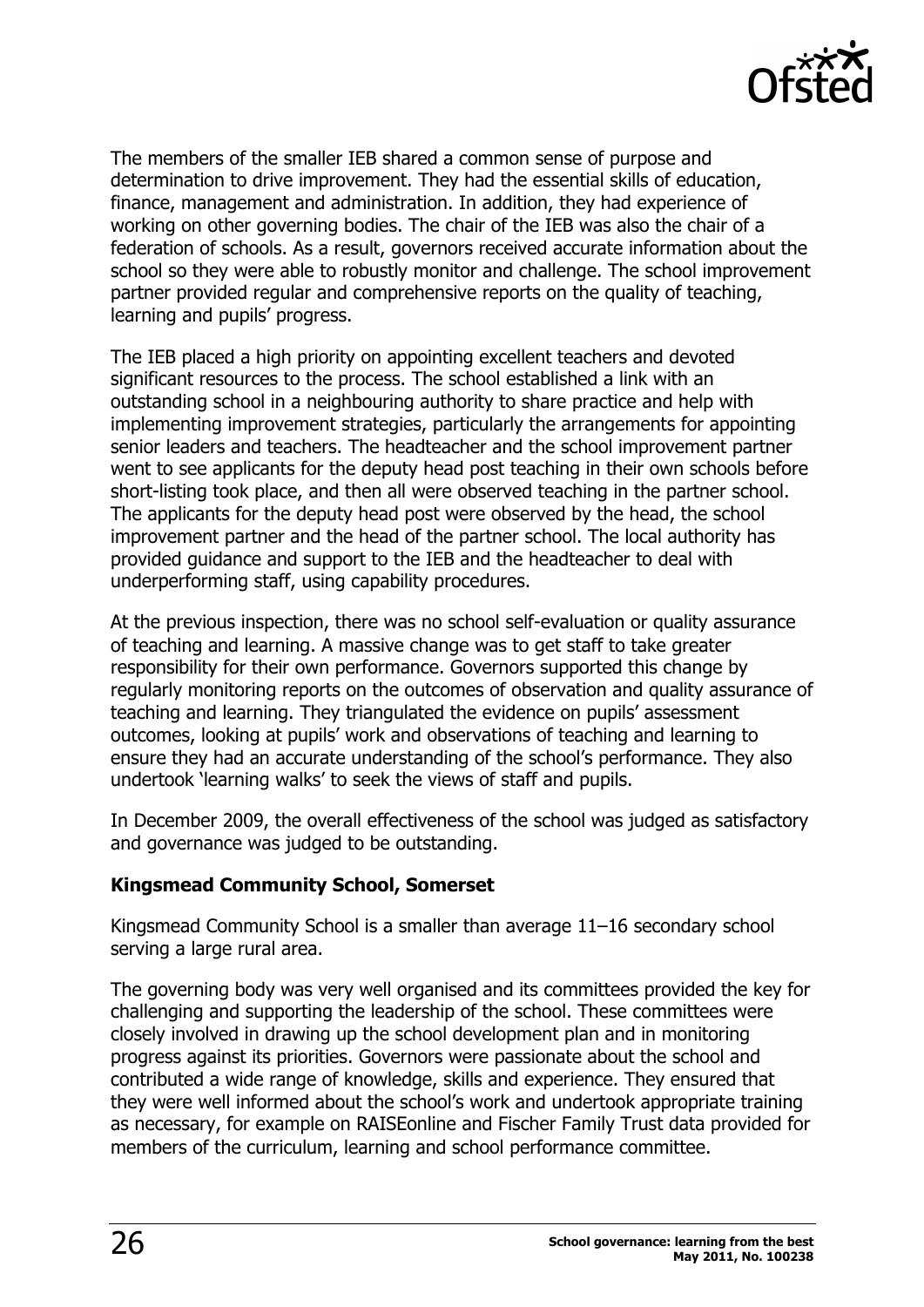The members of the smaller IEB shared a common sense of purpose and determination to drive improvement. They had the essential skills of education, finance, management and administration. In addition, they had experience of working on other governing bodies. The chair of the IEB was also the chair of a federation of schools. As a result, governors received accurate information about the school so they were able to robustly monitor and challenge. The school improvement partner provided regular and comprehensive reports on the quality of teaching, learning and pupils' progress.

The IEB placed a high priority on appointing excellent teachers and devoted significant resources to the process. The school established a link with an outstanding school in a neighbouring authority to share practice and help with implementing improvement strategies, particularly the arrangements for appointing senior leaders and teachers. The headteacher and the school improvement partner went to see applicants for the deputy head post teaching in their own schools before short-listing took place, and then all were observed teaching in the partner school. The applicants for the deputy head post were observed by the head, the school improvement partner and the head of the partner school. The local authority has provided guidance and support to the IEB and the headteacher to deal with underperforming staff, using capability procedures.

At the previous inspection, there was no school self-evaluation or quality assurance of teaching and learning. A massive change was to get staff to take greater responsibility for their own performance. Governors supported this change by regularly monitoring reports on the outcomes of observation and quality assurance of teaching and learning. They triangulated the evidence on pupils' assessment outcomes, looking at pupils' work and observations of teaching and learning to ensure they had an accurate understanding of the school's performance. They also undertook 'learning walks' to seek the views of staff and pupils.

In December 2009, the overall effectiveness of the school was judged as satisfactory and governance was judged to be outstanding.

**Kingsmead Community School, Somerset**

Kingsmead Community School is a smaller than average 11–16 secondary school serving a large rural area.

The governing body was very well organised and its committees provided the key for challenging and supporting the leadership of the school. These committees were closely involved in drawing up the school development plan and in monitoring progress against its priorities. Governors were passionate about the school and contributed a wide range of knowledge, skills and experience. They ensured that they were well informed about the school's work and undertook appropriate training as necessary, for example on RAISEonline and Fischer Family Trust data provided for members of the curriculum, learning and school performance committee.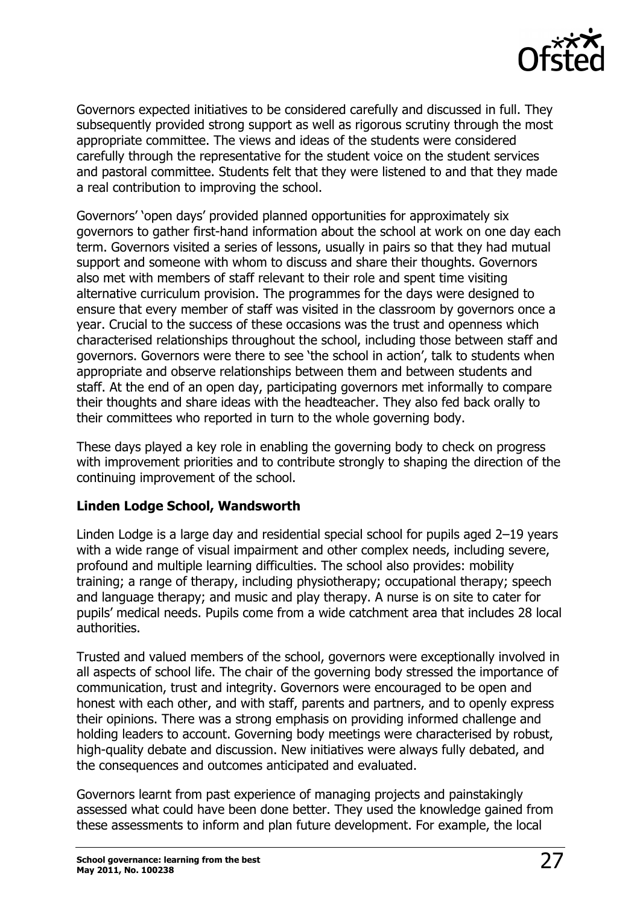Governors expected initiatives to be considered carefully and discussed in full. They subsequently provided strong support as well as rigorous scrutiny through the most appropriate committee. The views and ideas of the students were considered carefully through the representative for the student voice on the student services and pastoral committee. Students felt that they were listened to and that they made a real contribution to improving the school.

Governors' 'open days' provided planned opportunities for approximately six governors to gather first-hand information about the school at work on one day each term. Governors visited a series of lessons, usually in pairs so that they had mutual support and someone with whom to discuss and share their thoughts. Governors also met with members of staff relevant to their role and spent time visiting alternative curriculum provision. The programmes for the days were designed to ensure that every member of staff was visited in the classroom by governors once a year. Crucial to the success of these occasions was the trust and openness which characterised relationships throughout the school, including those between staff and governors. Governors were there to see 'the school in action', talk to students when appropriate and observe relationships between them and between students and staff. At the end of an open day, participating governors met informally to compare their thoughts and share ideas with the headteacher. They also fed back orally to their committees who reported in turn to the whole governing body.

These days played a key role in enabling the governing body to check on progress with improvement priorities and to contribute strongly to shaping the direction of the continuing improvement of the school.

**Linden Lodge School, Wandsworth**

Linden Lodge is a large day and residential special school for pupils aged 2–19 years with a wide range of visual impairment and other complex needs, including severe, profound and multiple learning difficulties. The school also provides: mobility training; a range of therapy, including physiotherapy; occupational therapy; speech and language therapy; and music and play therapy. A nurse is on site to cater for pupils' medical needs. Pupils come from a wide catchment area that includes 28 local authorities.

Trusted and valued members of the school, governors were exceptionally involved in all aspects of school life. The chair of the governing body stressed the importance of communication, trust and integrity. Governors were encouraged to be open and honest with each other, and with staff, parents and partners, and to openly express their opinions. There was a strong emphasis on providing informed challenge and holding leaders to account. Governing body meetings were characterised by robust, high-quality debate and discussion. New initiatives were always fully debated, and the consequences and outcomes anticipated and evaluated.

Governors learnt from past experience of managing projects and painstakingly assessed what could have been done better. They used the knowledge gained from these assessments to inform and plan future development. For example, the local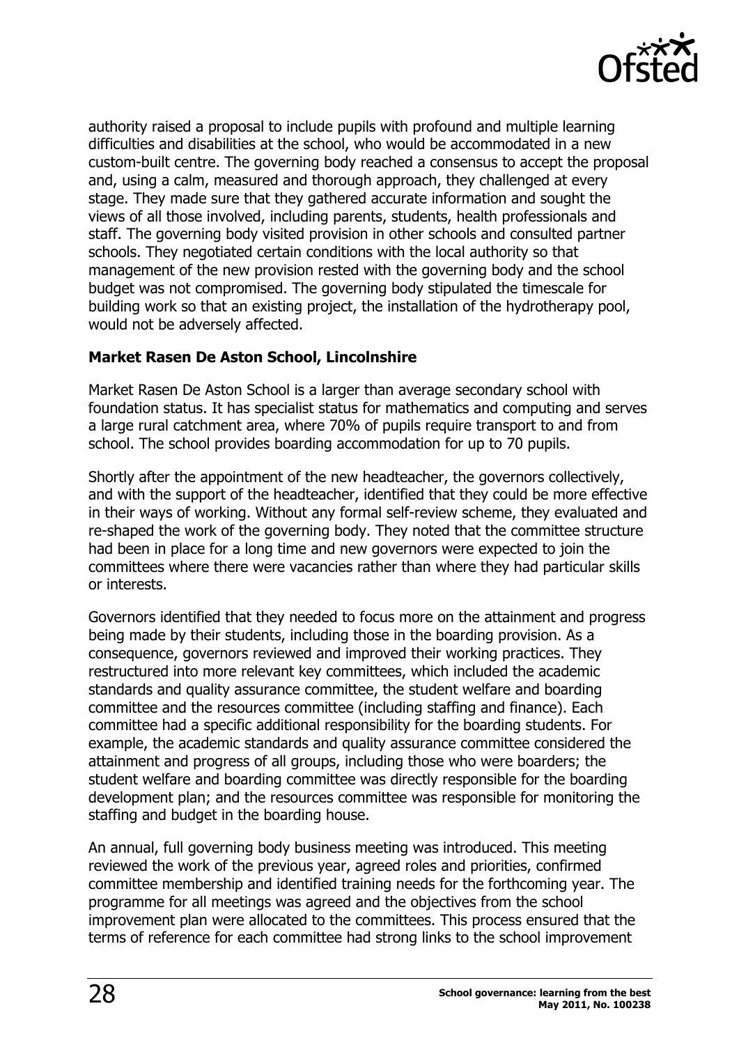authority raised a proposal to include pupils with profound and multiple learning difficulties and disabilities at the school, who would be accommodated in a new custom-built centre. The governing body reached a consensus to accept the proposal and, using a calm, measured and thorough approach, they challenged at every stage. They made sure that they gathered accurate information and sought the views of all those involved, including parents, students, health professionals and staff. The governing body visited provision in other schools and consulted partner schools. They negotiated certain conditions with the local authority so that management of the new provision rested with the governing body and the school budget was not compromised. The governing body stipulated the timescale for building work so that an existing project, the installation of the hydrotherapy pool, would not be adversely affected.

**Market Rasen De Aston School, Lincolnshire**

Market Rasen De Aston School is a larger than average secondary school with foundation status. It has specialist status for mathematics and computing and serves a large rural catchment area, where 70% of pupils require transport to and from school. The school provides boarding accommodation for up to 70 pupils.

Shortly after the appointment of the new headteacher, the governors collectively, and with the support of the headteacher, identified that they could be more effective in their ways of working. Without any formal self-review scheme, they evaluated and re-shaped the work of the governing body. They noted that the committee structure had been in place for a long time and new governors were expected to join the committees where there were vacancies rather than where they had particular skills or interests.

Governors identified that they needed to focus more on the attainment and progress being made by their students, including those in the boarding provision. As a consequence, governors reviewed and improved their working practices. They restructured into more relevant key committees, which included the academic standards and quality assurance committee, the student welfare and boarding committee and the resources committee (including staffing and finance). Each committee had a specific additional responsibility for the boarding students. For example, the academic standards and quality assurance committee considered the attainment and progress of all groups, including those who were boarders; the student welfare and boarding committee was directly responsible for the boarding development plan; and the resources committee was responsible for monitoring the staffing and budget in the boarding house.

An annual, full governing body business meeting was introduced. This meeting reviewed the work of the previous year, agreed roles and priorities, confirmed committee membership and identified training needs for the forthcoming year. The programme for all meetings was agreed and the objectives from the school improvement plan were allocated to the committees. This process ensured that the terms of reference for each committee had strong links to the school improvement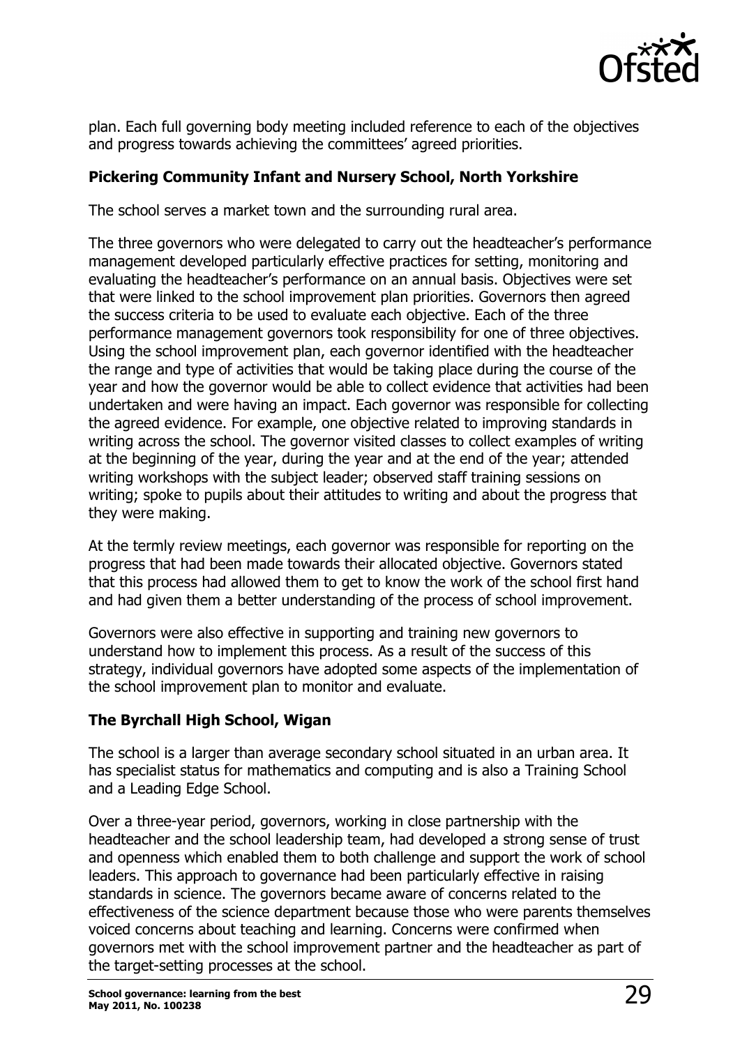plan. Each full governing body meeting included reference to each of the objectives and progress towards achieving the committees' agreed priorities.

**Pickering Community Infant and Nursery School, North Yorkshire**

The school serves a market town and the surrounding rural area.

The three governors who were delegated to carry out the headteacher's performance management developed particularly effective practices for setting, monitoring and evaluating the headteacher's performance on an annual basis. Objectives were set that were linked to the school improvement plan priorities. Governors then agreed the success criteria to be used to evaluate each objective. Each of the three performance management governors took responsibility for one of three objectives. Using the school improvement plan, each governor identified with the headteacher the range and type of activities that would be taking place during the course of the year and how the governor would be able to collect evidence that activities had been undertaken and were having an impact. Each governor was responsible for collecting the agreed evidence. For example, one objective related to improving standards in writing across the school. The governor visited classes to collect examples of writing at the beginning of the year, during the year and at the end of the year; attended writing workshops with the subject leader; observed staff training sessions on writing; spoke to pupils about their attitudes to writing and about the progress that they were making.

At the termly review meetings, each governor was responsible for reporting on the progress that had been made towards their allocated objective. Governors stated that this process had allowed them to get to know the work of the school first hand and had given them a better understanding of the process of school improvement.

Governors were also effective in supporting and training new governors to understand how to implement this process. As a result of the success of this strategy, individual governors have adopted some aspects of the implementation of the school improvement plan to monitor and evaluate.

**The Byrchall High School, Wigan**

The school is a larger than average secondary school situated in an urban area. It has specialist status for mathematics and computing and is also a Training School and a Leading Edge School.

Over a three-year period, governors, working in close partnership with the headteacher and the school leadership team, had developed a strong sense of trust and openness which enabled them to both challenge and support the work of school leaders. This approach to governance had been particularly effective in raising standards in science. The governors became aware of concerns related to the effectiveness of the science department because those who were parents themselves voiced concerns about teaching and learning. Concerns were confirmed when governors met with the school improvement partner and the headteacher as part of the target-setting processes at the school.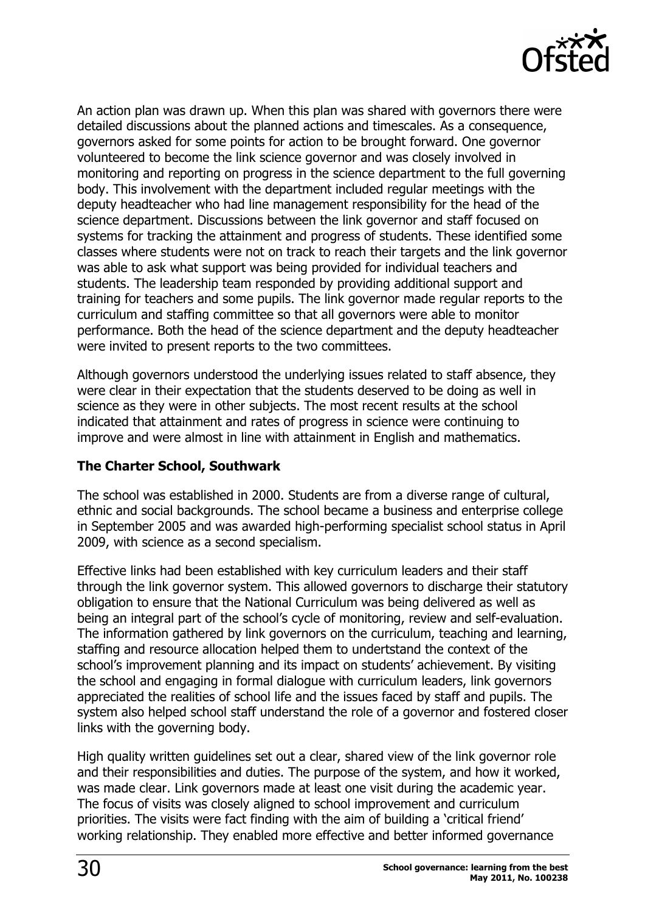An action plan was drawn up. When this plan was shared with governors there were detailed discussions about the planned actions and timescales. As a consequence, governors asked for some points for action to be brought forward. One governor volunteered to become the link science governor and was closely involved in monitoring and reporting on progress in the science department to the full governing body. This involvement with the department included regular meetings with the deputy headteacher who had line management responsibility for the head of the science department. Discussions between the link governor and staff focused on systems for tracking the attainment and progress of students. These identified some classes where students were not on track to reach their targets and the link governor was able to ask what support was being provided for individual teachers and students. The leadership team responded by providing additional support and training for teachers and some pupils. The link governor made regular reports to the curriculum and staffing committee so that all governors were able to monitor performance. Both the head of the science department and the deputy headteacher were invited to present reports to the two committees.

Although governors understood the underlying issues related to staff absence, they were clear in their expectation that the students deserved to be doing as well in science as they were in other subjects. The most recent results at the school indicated that attainment and rates of progress in science were continuing to improve and were almost in line with attainment in English and mathematics.

**The Charter School, Southwark**

The school was established in 2000. Students are from a diverse range of cultural, ethnic and social backgrounds. The school became a business and enterprise college in September 2005 and was awarded high-performing specialist school status in April 2009, with science as a second specialism.

Effective links had been established with key curriculum leaders and their staff through the link governor system. This allowed governors to discharge their statutory obligation to ensure that the National Curriculum was being delivered as well as being an integral part of the school's cycle of monitoring, review and self-evaluation. The information gathered by link governors on the curriculum, teaching and learning, staffing and resource allocation helped them to undertstand the context of the school's improvement planning and its impact on students' achievement. By visiting the school and engaging in formal dialogue with curriculum leaders, link governors appreciated the realities of school life and the issues faced by staff and pupils. The system also helped school staff understand the role of a governor and fostered closer links with the governing body.

High quality written guidelines set out a clear, shared view of the link governor role and their responsibilities and duties. The purpose of the system, and how it worked, was made clear. Link governors made at least one visit during the academic year. The focus of visits was closely aligned to school improvement and curriculum priorities. The visits were fact finding with the aim of building a 'critical friend' working relationship. They enabled more effective and better informed governance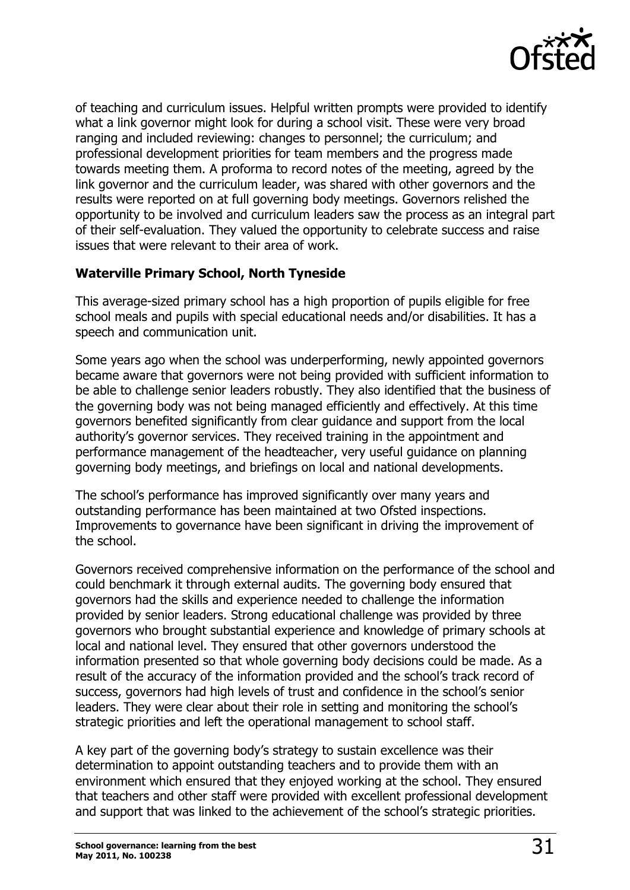of teaching and curriculum issues. Helpful written prompts were provided to identify what a link governor might look for during a school visit. These were very broad ranging and included reviewing: changes to personnel; the curriculum; and professional development priorities for team members and the progress made towards meeting them. A proforma to record notes of the meeting, agreed by the link governor and the curriculum leader, was shared with other governors and the results were reported on at full governing body meetings. Governors relished the opportunity to be involved and curriculum leaders saw the process as an integral part of their self-evaluation. They valued the opportunity to celebrate success and raise issues that were relevant to their area of work.

**Waterville Primary School, North Tyneside**

This average-sized primary school has a high proportion of pupils eligible for free school meals and pupils with special educational needs and/or disabilities. It has a speech and communication unit.

Some years ago when the school was underperforming, newly appointed governors became aware that governors were not being provided with sufficient information to be able to challenge senior leaders robustly. They also identified that the business of the governing body was not being managed efficiently and effectively. At this time governors benefited significantly from clear guidance and support from the local authority's governor services. They received training in the appointment and performance management of the headteacher, very useful guidance on planning governing body meetings, and briefings on local and national developments.

The school's performance has improved significantly over many years and outstanding performance has been maintained at two Ofsted inspections. Improvements to governance have been significant in driving the improvement of the school.

Governors received comprehensive information on the performance of the school and could benchmark it through external audits. The governing body ensured that governors had the skills and experience needed to challenge the information provided by senior leaders. Strong educational challenge was provided by three governors who brought substantial experience and knowledge of primary schools at local and national level. They ensured that other governors understood the information presented so that whole governing body decisions could be made. As a result of the accuracy of the information provided and the school's track record of success, governors had high levels of trust and confidence in the school's senior leaders. They were clear about their role in setting and monitoring the school's strategic priorities and left the operational management to school staff.

A key part of the governing body's strategy to sustain excellence was their determination to appoint outstanding teachers and to provide them with an environment which ensured that they enjoyed working at the school. They ensured that teachers and other staff were provided with excellent professional development and support that was linked to the achievement of the school's strategic priorities.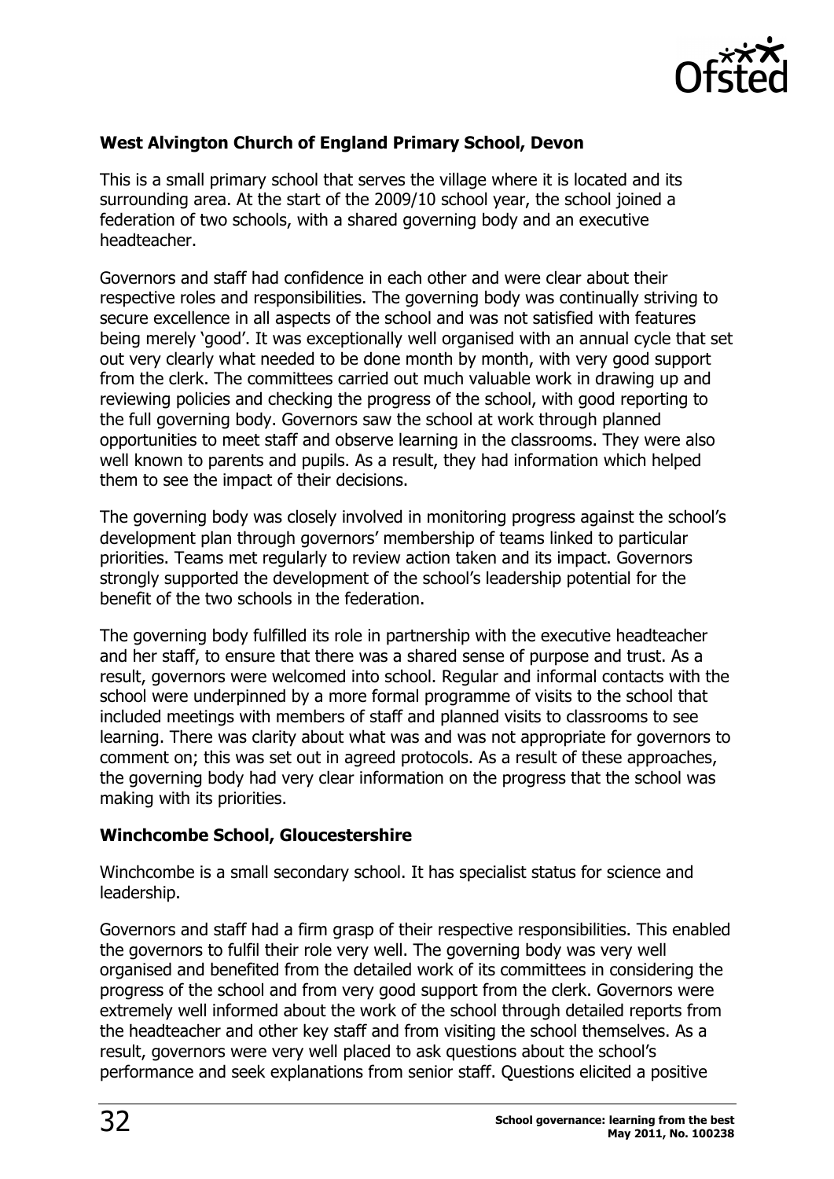**West Alvington Church of England Primary School, Devon**

This is a small primary school that serves the village where it is located and its surrounding area. At the start of the 2009/10 school year, the school joined a federation of two schools, with a shared governing body and an executive headteacher.

Governors and staff had confidence in each other and were clear about their respective roles and responsibilities. The governing body was continually striving to secure excellence in all aspects of the school and was not satisfied with features being merely 'good'. It was exceptionally well organised with an annual cycle that set out very clearly what needed to be done month by month, with very good support from the clerk. The committees carried out much valuable work in drawing up and reviewing policies and checking the progress of the school, with good reporting to the full governing body. Governors saw the school at work through planned opportunities to meet staff and observe learning in the classrooms. They were also well known to parents and pupils. As a result, they had information which helped them to see the impact of their decisions.

The governing body was closely involved in monitoring progress against the school's development plan through governors' membership of teams linked to particular priorities. Teams met regularly to review action taken and its impact. Governors strongly supported the development of the school's leadership potential for the benefit of the two schools in the federation.

The governing body fulfilled its role in partnership with the executive headteacher and her staff, to ensure that there was a shared sense of purpose and trust. As a result, governors were welcomed into school. Regular and informal contacts with the school were underpinned by a more formal programme of visits to the school that included meetings with members of staff and planned visits to classrooms to see learning. There was clarity about what was and was not appropriate for governors to comment on; this was set out in agreed protocols. As a result of these approaches, the governing body had very clear information on the progress that the school was making with its priorities.

**Winchcombe School, Gloucestershire**

Winchcombe is a small secondary school. It has specialist status for science and leadership.

Governors and staff had a firm grasp of their respective responsibilities. This enabled the governors to fulfil their role very well. The governing body was very well organised and benefited from the detailed work of its committees in considering the progress of the school and from very good support from the clerk. Governors were extremely well informed about the work of the school through detailed reports from the headteacher and other key staff and from visiting the school themselves. As a result, governors were very well placed to ask questions about the school's performance and seek explanations from senior staff. Questions elicited a positive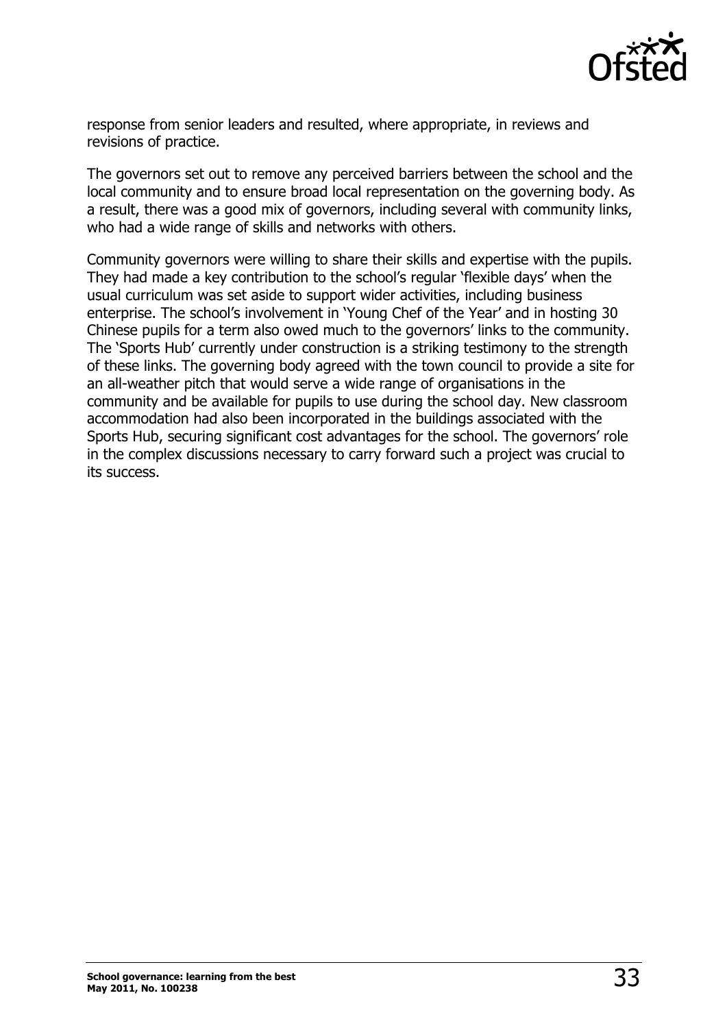response from senior leaders and resulted, where appropriate, in reviews and revisions of practice.

The governors set out to remove any perceived barriers between the school and the local community and to ensure broad local representation on the governing body. As a result, there was a good mix of governors, including several with community links, who had a wide range of skills and networks with others.

Community governors were willing to share their skills and expertise with the pupils. They had made a key contribution to the school's regular 'flexible days' when the usual curriculum was set aside to support wider activities, including business enterprise. The school's involvement in 'Young Chef of the Year' and in hosting 30 Chinese pupils for a term also owed much to the governors' links to the community. The 'Sports Hub' currently under construction is a striking testimony to the strength of these links. The governing body agreed with the town council to provide a site for an all-weather pitch that would serve a wide range of organisations in the community and be available for pupils to use during the school day. New classroom accommodation had also been incorporated in the buildings associated with the Sports Hub, securing significant cost advantages for the school. The governors' role in the complex discussions necessary to carry forward such a project was crucial to its success.